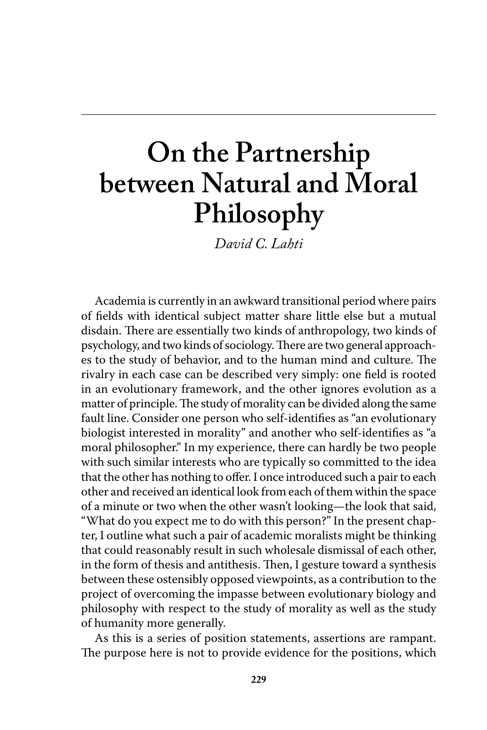# On the Partnership between Natural and Moral Philosophy

*David C. Lahti*

Academia is currently in an awkward transitional period where pairs of fields with identical subject matter share little else but a mutual disdain. There are essentially two kinds of anthropology, two kinds of psychology, and two kinds of sociology. There are two general approaches to the study of behavior, and to the human mind and culture. The rivalry in each case can be described very simply: one field is rooted in an evolutionary framework, and the other ignores evolution as a matter of principle. The study of morality can be divided along the same fault line. Consider one person who self-identifies as "an evolutionary biologist interested in morality" and another who self-identifies as "a moral philosopher." In my experience, there can hardly be two people with such similar interests who are typically so committed to the idea that the other has nothing to offer. I once introduced such a pair to each other and received an identical look from each of them within the space of a minute or two when the other wasn't looking—the look that said, "What do you expect me to do with this person?" In the present chapter, I outline what such a pair of academic moralists might be thinking that could reasonably result in such wholesale dismissal of each other, in the form of thesis and antithesis. Then, I gesture toward a synthesis between these ostensibly opposed viewpoints, as a contribution to the project of overcoming the impasse between evolutionary biology and philosophy with respect to the study of morality as well as the study of humanity more generally.

As this is a series of position statements, assertions are rampant. The purpose here is not to provide evidence for the positions, which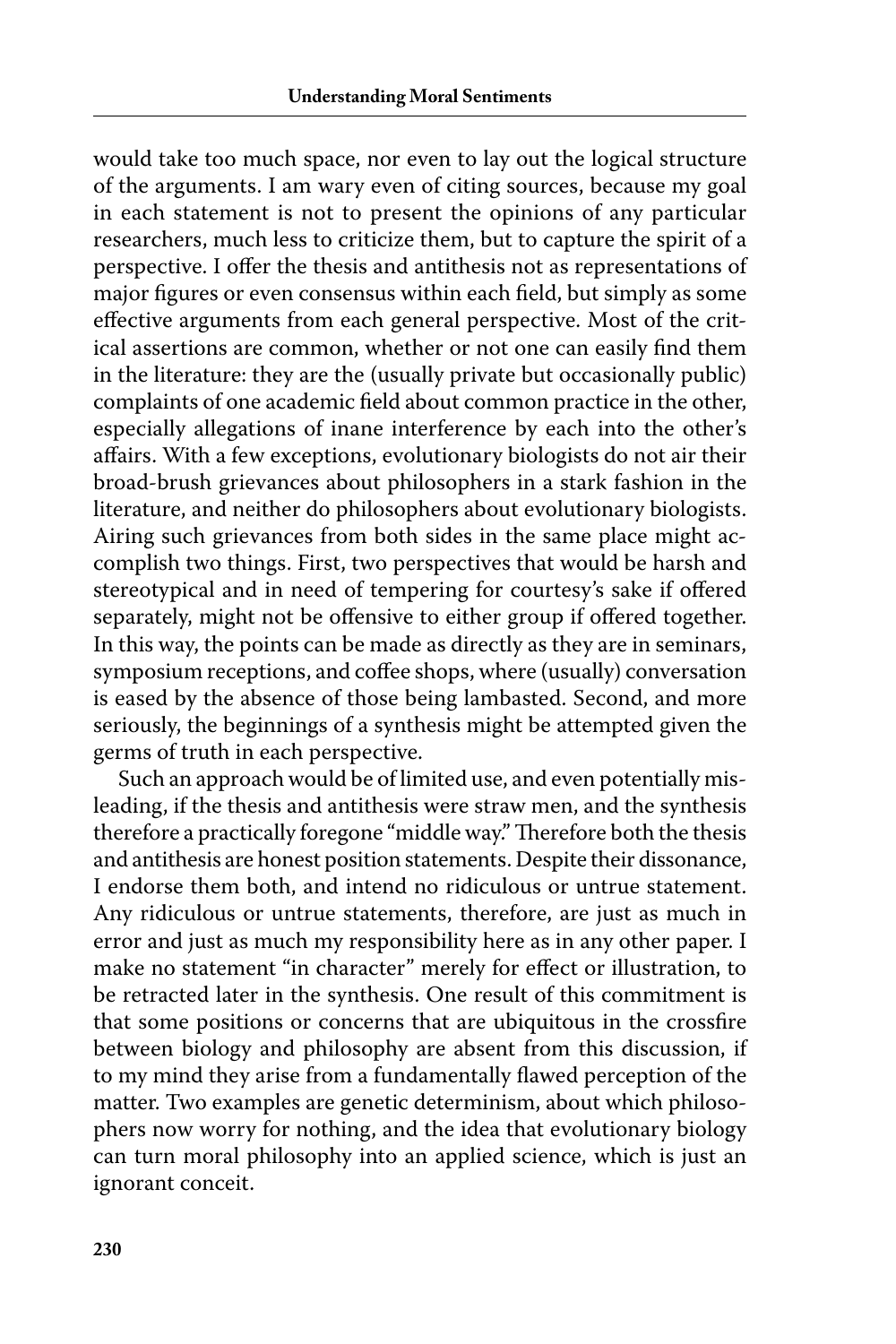would take too much space, nor even to lay out the logical structure of the arguments. I am wary even of citing sources, because my goal in each statement is not to present the opinions of any particular researchers, much less to criticize them, but to capture the spirit of a perspective. I offer the thesis and antithesis not as representations of major figures or even consensus within each field, but simply as some effective arguments from each general perspective. Most of the critical assertions are common, whether or not one can easily find them in the literature: they are the (usually private but occasionally public) complaints of one academic field about common practice in the other, especially allegations of inane interference by each into the other's affairs. With a few exceptions, evolutionary biologists do not air their broad-brush grievances about philosophers in a stark fashion in the literature, and neither do philosophers about evolutionary biologists. Airing such grievances from both sides in the same place might accomplish two things. First, two perspectives that would be harsh and stereotypical and in need of tempering for courtesy's sake if offered separately, might not be offensive to either group if offered together. In this way, the points can be made as directly as they are in seminars, symposium receptions, and coffee shops, where (usually) conversation is eased by the absence of those being lambasted. Second, and more seriously, the beginnings of a synthesis might be attempted given the germs of truth in each perspective.

Such an approach would be of limited use, and even potentially misleading, if the thesis and antithesis were straw men, and the synthesis therefore a practically foregone "middle way." Therefore both the thesis and antithesis are honest position statements. Despite their dissonance, I endorse them both, and intend no ridiculous or untrue statement. Any ridiculous or untrue statements, therefore, are just as much in error and just as much my responsibility here as in any other paper. I make no statement "in character" merely for effect or illustration, to be retracted later in the synthesis. One result of this commitment is that some positions or concerns that are ubiquitous in the crossfire between biology and philosophy are absent from this discussion, if to my mind they arise from a fundamentally flawed perception of the matter. Two examples are genetic determinism, about which philosophers now worry for nothing, and the idea that evolutionary biology can turn moral philosophy into an applied science, which is just an ignorant conceit.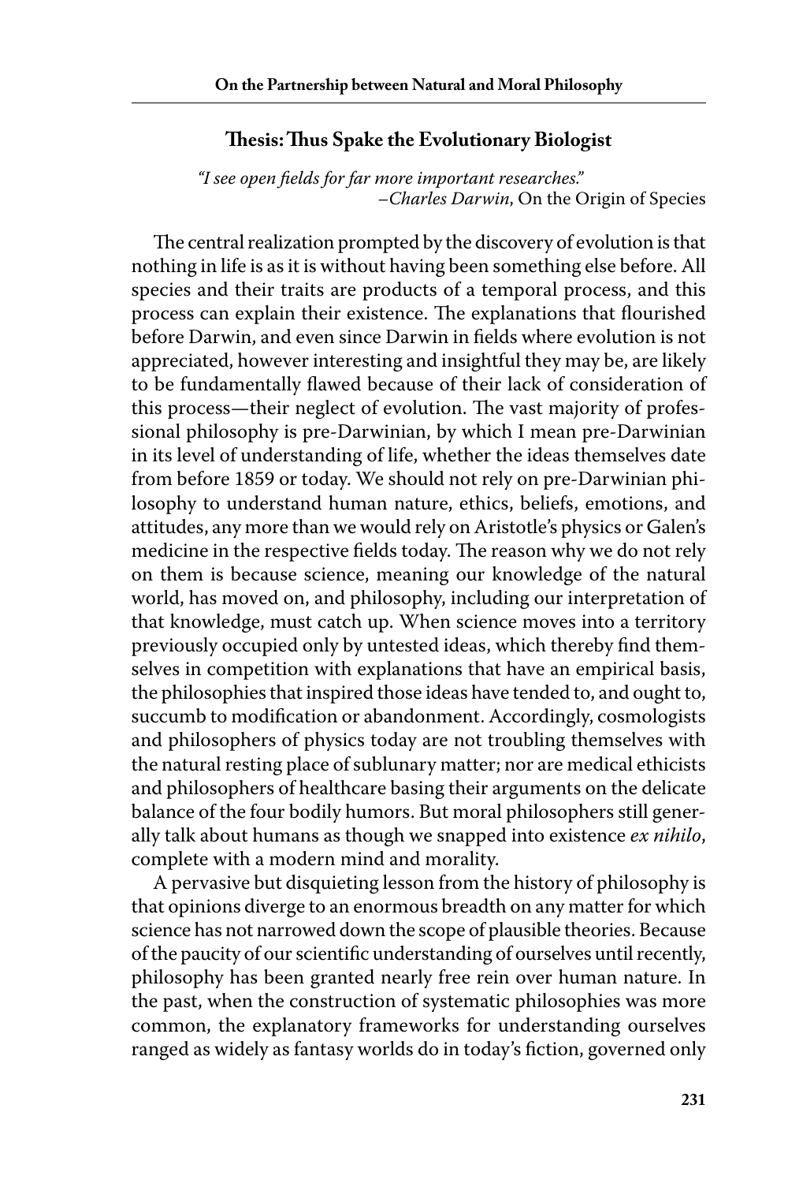## Thesis: Thus Spake the Evolutionary Biologist

> *"I see open fields for far more important researches."*
> –*Charles Darwin*, On the Origin of Species

The central realization prompted by the discovery of evolution is that nothing in life is as it is without having been something else before. All species and their traits are products of a temporal process, and this process can explain their existence. The explanations that flourished before Darwin, and even since Darwin in fields where evolution is not appreciated, however interesting and insightful they may be, are likely to be fundamentally flawed because of their lack of consideration of this process—their neglect of evolution. The vast majority of professional philosophy is pre-Darwinian, by which I mean pre-Darwinian in its level of understanding of life, whether the ideas themselves date from before 1859 or today. We should not rely on pre-Darwinian philosophy to understand human nature, ethics, beliefs, emotions, and attitudes, any more than we would rely on Aristotle's physics or Galen's medicine in the respective fields today. The reason why we do not rely on them is because science, meaning our knowledge of the natural world, has moved on, and philosophy, including our interpretation of that knowledge, must catch up. When science moves into a territory previously occupied only by untested ideas, which thereby find themselves in competition with explanations that have an empirical basis, the philosophies that inspired those ideas have tended to, and ought to, succumb to modification or abandonment. Accordingly, cosmologists and philosophers of physics today are not troubling themselves with the natural resting place of sublunary matter; nor are medical ethicists and philosophers of healthcare basing their arguments on the delicate balance of the four bodily humors. But moral philosophers still generally talk about humans as though we snapped into existence *ex nihilo*, complete with a modern mind and morality.

A pervasive but disquieting lesson from the history of philosophy is that opinions diverge to an enormous breadth on any matter for which science has not narrowed down the scope of plausible theories. Because of the paucity of our scientific understanding of ourselves until recently, philosophy has been granted nearly free rein over human nature. In the past, when the construction of systematic philosophies was more common, the explanatory frameworks for understanding ourselves ranged as widely as fantasy worlds do in today's fiction, governed only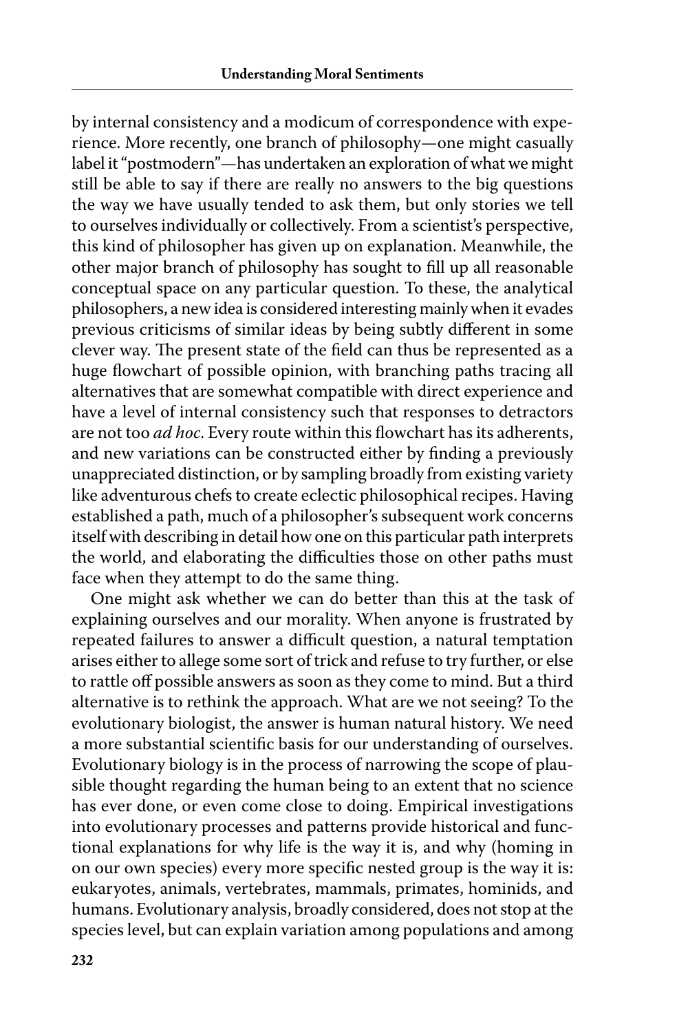by internal consistency and a modicum of correspondence with experience. More recently, one branch of philosophy—one might casually label it "postmodern"—has undertaken an exploration of what we might still be able to say if there are really no answers to the big questions the way we have usually tended to ask them, but only stories we tell to ourselves individually or collectively. From a scientist's perspective, this kind of philosopher has given up on explanation. Meanwhile, the other major branch of philosophy has sought to fill up all reasonable conceptual space on any particular question. To these, the analytical philosophers, a new idea is considered interesting mainly when it evades previous criticisms of similar ideas by being subtly different in some clever way. The present state of the field can thus be represented as a huge flowchart of possible opinion, with branching paths tracing all alternatives that are somewhat compatible with direct experience and have a level of internal consistency such that responses to detractors are not too *ad hoc*. Every route within this flowchart has its adherents, and new variations can be constructed either by finding a previously unappreciated distinction, or by sampling broadly from existing variety like adventurous chefs to create eclectic philosophical recipes. Having established a path, much of a philosopher's subsequent work concerns itself with describing in detail how one on this particular path interprets the world, and elaborating the difficulties those on other paths must face when they attempt to do the same thing.

One might ask whether we can do better than this at the task of explaining ourselves and our morality. When anyone is frustrated by repeated failures to answer a difficult question, a natural temptation arises either to allege some sort of trick and refuse to try further, or else to rattle off possible answers as soon as they come to mind. But a third alternative is to rethink the approach. What are we not seeing? To the evolutionary biologist, the answer is human natural history. We need a more substantial scientific basis for our understanding of ourselves. Evolutionary biology is in the process of narrowing the scope of plausible thought regarding the human being to an extent that no science has ever done, or even come close to doing. Empirical investigations into evolutionary processes and patterns provide historical and functional explanations for why life is the way it is, and why (homing in on our own species) every more specific nested group is the way it is: eukaryotes, animals, vertebrates, mammals, primates, hominids, and humans. Evolutionary analysis, broadly considered, does not stop at the species level, but can explain variation among populations and among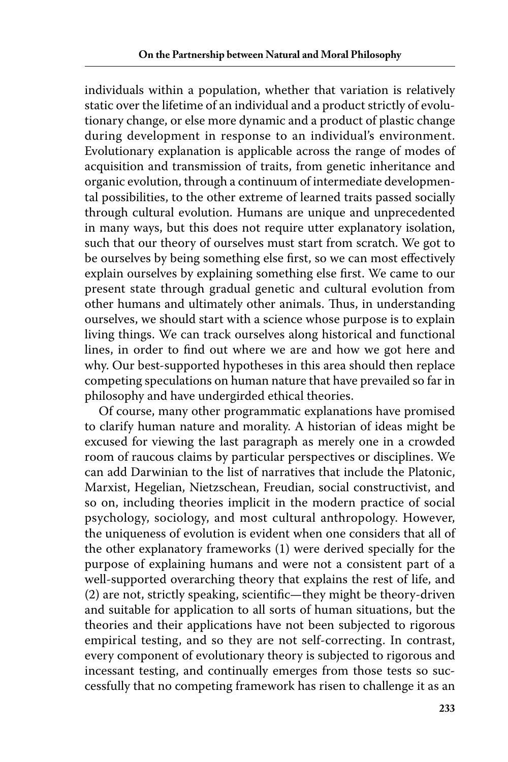individuals within a population, whether that variation is relatively static over the lifetime of an individual and a product strictly of evolutionary change, or else more dynamic and a product of plastic change during development in response to an individual's environment. Evolutionary explanation is applicable across the range of modes of acquisition and transmission of traits, from genetic inheritance and organic evolution, through a continuum of intermediate developmental possibilities, to the other extreme of learned traits passed socially through cultural evolution. Humans are unique and unprecedented in many ways, but this does not require utter explanatory isolation, such that our theory of ourselves must start from scratch. We got to be ourselves by being something else first, so we can most effectively explain ourselves by explaining something else first. We came to our present state through gradual genetic and cultural evolution from other humans and ultimately other animals. Thus, in understanding ourselves, we should start with a science whose purpose is to explain living things. We can track ourselves along historical and functional lines, in order to find out where we are and how we got here and why. Our best-supported hypotheses in this area should then replace competing speculations on human nature that have prevailed so far in philosophy and have undergirded ethical theories.

Of course, many other programmatic explanations have promised to clarify human nature and morality. A historian of ideas might be excused for viewing the last paragraph as merely one in a crowded room of raucous claims by particular perspectives or disciplines. We can add Darwinian to the list of narratives that include the Platonic, Marxist, Hegelian, Nietzschean, Freudian, social constructivist, and so on, including theories implicit in the modern practice of social psychology, sociology, and most cultural anthropology. However, the uniqueness of evolution is evident when one considers that all of the other explanatory frameworks (1) were derived specially for the purpose of explaining humans and were not a consistent part of a well-supported overarching theory that explains the rest of life, and (2) are not, strictly speaking, scientific—they might be theory-driven and suitable for application to all sorts of human situations, but the theories and their applications have not been subjected to rigorous empirical testing, and so they are not self-correcting. In contrast, every component of evolutionary theory is subjected to rigorous and incessant testing, and continually emerges from those tests so successfully that no competing framework has risen to challenge it as an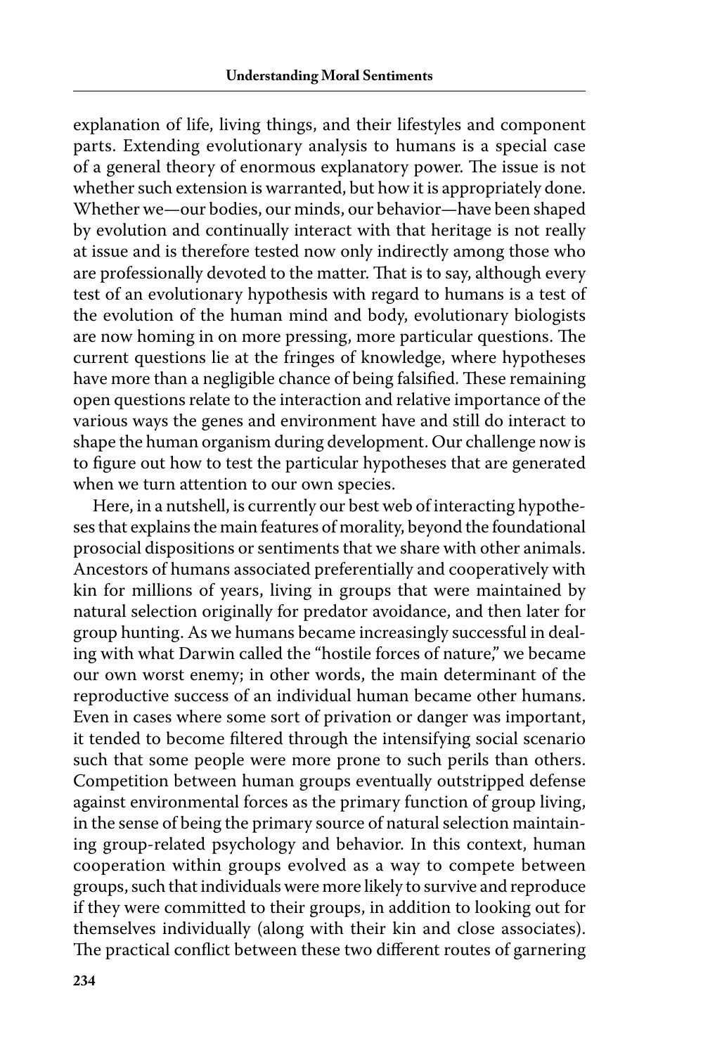explanation of life, living things, and their lifestyles and component parts. Extending evolutionary analysis to humans is a special case of a general theory of enormous explanatory power. The issue is not whether such extension is warranted, but how it is appropriately done. Whether we—our bodies, our minds, our behavior—have been shaped by evolution and continually interact with that heritage is not really at issue and is therefore tested now only indirectly among those who are professionally devoted to the matter. That is to say, although every test of an evolutionary hypothesis with regard to humans is a test of the evolution of the human mind and body, evolutionary biologists are now homing in on more pressing, more particular questions. The current questions lie at the fringes of knowledge, where hypotheses have more than a negligible chance of being falsified. These remaining open questions relate to the interaction and relative importance of the various ways the genes and environment have and still do interact to shape the human organism during development. Our challenge now is to figure out how to test the particular hypotheses that are generated when we turn attention to our own species.

Here, in a nutshell, is currently our best web of interacting hypotheses that explains the main features of morality, beyond the foundational prosocial dispositions or sentiments that we share with other animals. Ancestors of humans associated preferentially and cooperatively with kin for millions of years, living in groups that were maintained by natural selection originally for predator avoidance, and then later for group hunting. As we humans became increasingly successful in dealing with what Darwin called the "hostile forces of nature," we became our own worst enemy; in other words, the main determinant of the reproductive success of an individual human became other humans. Even in cases where some sort of privation or danger was important, it tended to become filtered through the intensifying social scenario such that some people were more prone to such perils than others. Competition between human groups eventually outstripped defense against environmental forces as the primary function of group living, in the sense of being the primary source of natural selection maintaining group-related psychology and behavior. In this context, human cooperation within groups evolved as a way to compete between groups, such that individuals were more likely to survive and reproduce if they were committed to their groups, in addition to looking out for themselves individually (along with their kin and close associates). The practical conflict between these two different routes of garnering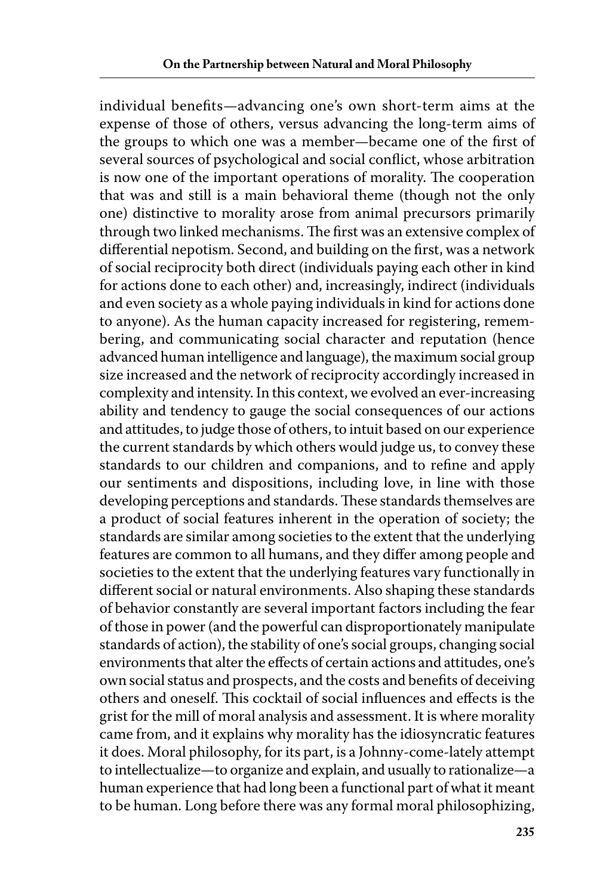individual benefits—advancing one's own short-term aims at the expense of those of others, versus advancing the long-term aims of the groups to which one was a member—became one of the first of several sources of psychological and social conflict, whose arbitration is now one of the important operations of morality. The cooperation that was and still is a main behavioral theme (though not the only one) distinctive to morality arose from animal precursors primarily through two linked mechanisms. The first was an extensive complex of differential nepotism. Second, and building on the first, was a network of social reciprocity both direct (individuals paying each other in kind for actions done to each other) and, increasingly, indirect (individuals and even society as a whole paying individuals in kind for actions done to anyone). As the human capacity increased for registering, remembering, and communicating social character and reputation (hence advanced human intelligence and language), the maximum social group size increased and the network of reciprocity accordingly increased in complexity and intensity. In this context, we evolved an ever-increasing ability and tendency to gauge the social consequences of our actions and attitudes, to judge those of others, to intuit based on our experience the current standards by which others would judge us, to convey these standards to our children and companions, and to refine and apply our sentiments and dispositions, including love, in line with those developing perceptions and standards. These standards themselves are a product of social features inherent in the operation of society; the standards are similar among societies to the extent that the underlying features are common to all humans, and they differ among people and societies to the extent that the underlying features vary functionally in different social or natural environments. Also shaping these standards of behavior constantly are several important factors including the fear of those in power (and the powerful can disproportionately manipulate standards of action), the stability of one's social groups, changing social environments that alter the effects of certain actions and attitudes, one's own social status and prospects, and the costs and benefits of deceiving others and oneself. This cocktail of social influences and effects is the grist for the mill of moral analysis and assessment. It is where morality came from, and it explains why morality has the idiosyncratic features it does. Moral philosophy, for its part, is a Johnny-come-lately attempt to intellectualize—to organize and explain, and usually to rationalize—a human experience that had long been a functional part of what it meant to be human. Long before there was any formal moral philosophizing,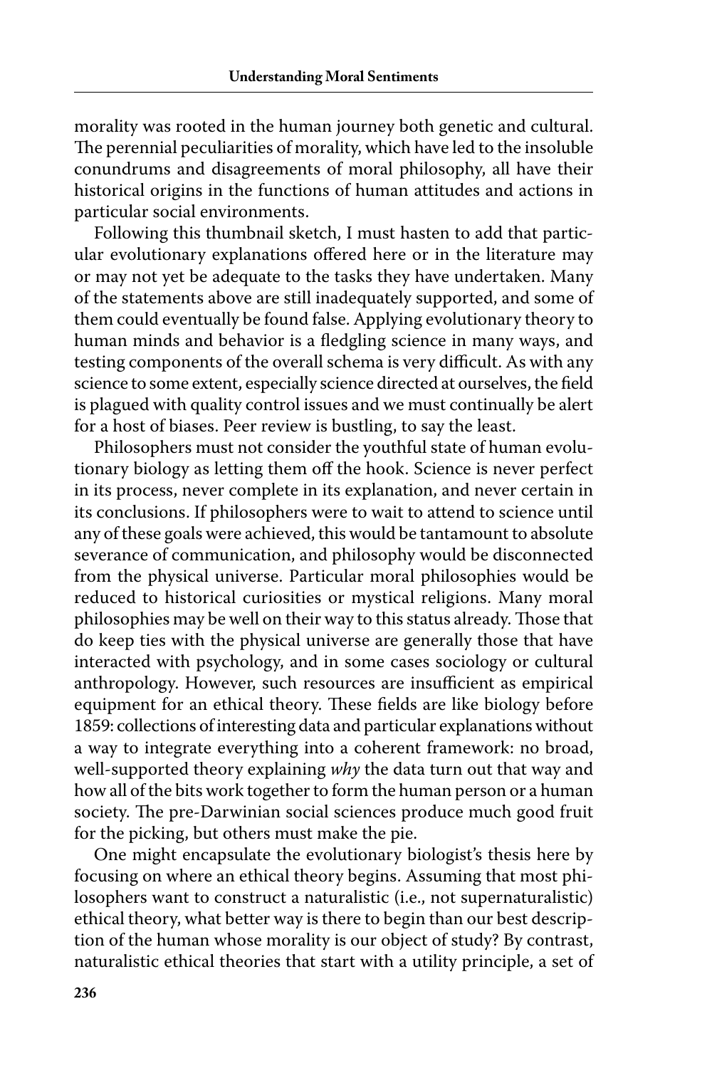morality was rooted in the human journey both genetic and cultural. The perennial peculiarities of morality, which have led to the insoluble conundrums and disagreements of moral philosophy, all have their historical origins in the functions of human attitudes and actions in particular social environments.

Following this thumbnail sketch, I must hasten to add that particular evolutionary explanations offered here or in the literature may or may not yet be adequate to the tasks they have undertaken. Many of the statements above are still inadequately supported, and some of them could eventually be found false. Applying evolutionary theory to human minds and behavior is a fledgling science in many ways, and testing components of the overall schema is very difficult. As with any science to some extent, especially science directed at ourselves, the field is plagued with quality control issues and we must continually be alert for a host of biases. Peer review is bustling, to say the least.

Philosophers must not consider the youthful state of human evolutionary biology as letting them off the hook. Science is never perfect in its process, never complete in its explanation, and never certain in its conclusions. If philosophers were to wait to attend to science until any of these goals were achieved, this would be tantamount to absolute severance of communication, and philosophy would be disconnected from the physical universe. Particular moral philosophies would be reduced to historical curiosities or mystical religions. Many moral philosophies may be well on their way to this status already. Those that do keep ties with the physical universe are generally those that have interacted with psychology, and in some cases sociology or cultural anthropology. However, such resources are insufficient as empirical equipment for an ethical theory. These fields are like biology before 1859: collections of interesting data and particular explanations without a way to integrate everything into a coherent framework: no broad, well-supported theory explaining *why* the data turn out that way and how all of the bits work together to form the human person or a human society. The pre-Darwinian social sciences produce much good fruit for the picking, but others must make the pie.

One might encapsulate the evolutionary biologist's thesis here by focusing on where an ethical theory begins. Assuming that most philosophers want to construct a naturalistic (i.e., not supernaturalistic) ethical theory, what better way is there to begin than our best description of the human whose morality is our object of study? By contrast, naturalistic ethical theories that start with a utility principle, a set of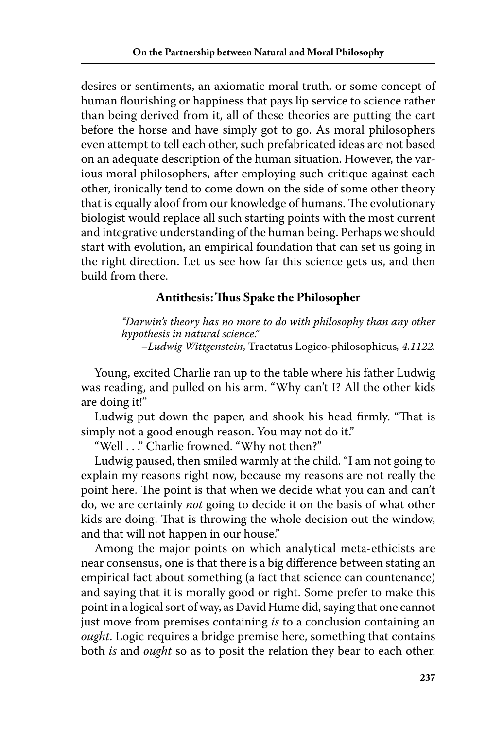desires or sentiments, an axiomatic moral truth, or some concept of human flourishing or happiness that pays lip service to science rather than being derived from it, all of these theories are putting the cart before the horse and have simply got to go. As moral philosophers even attempt to tell each other, such prefabricated ideas are not based on an adequate description of the human situation. However, the various moral philosophers, after employing such critique against each other, ironically tend to come down on the side of some other theory that is equally aloof from our knowledge of humans. The evolutionary biologist would replace all such starting points with the most current and integrative understanding of the human being. Perhaps we should start with evolution, an empirical foundation that can set us going in the right direction. Let us see how far this science gets us, and then build from there.

### Antithesis: Thus Spake the Philosopher

> *"Darwin's theory has no more to do with philosophy than any other hypothesis in natural science."*
>
> –*Ludwig Wittgenstein*, Tractatus Logico-philosophicus*, 4.1122.*

Young, excited Charlie ran up to the table where his father Ludwig was reading, and pulled on his arm. "Why can't I? All the other kids are doing it!"

Ludwig put down the paper, and shook his head firmly. "That is simply not a good enough reason. You may not do it."

"Well . . ." Charlie frowned. "Why not then?"

Ludwig paused, then smiled warmly at the child. "I am not going to explain my reasons right now, because my reasons are not really the point here. The point is that when we decide what you can and can't do, we are certainly *not* going to decide it on the basis of what other kids are doing. That is throwing the whole decision out the window, and that will not happen in our house."

Among the major points on which analytical meta-ethicists are near consensus, one is that there is a big difference between stating an empirical fact about something (a fact that science can countenance) and saying that it is morally good or right. Some prefer to make this point in a logical sort of way, as David Hume did, saying that one cannot just move from premises containing *is* to a conclusion containing an *ought*. Logic requires a bridge premise here, something that contains both *is* and *ought* so as to posit the relation they bear to each other.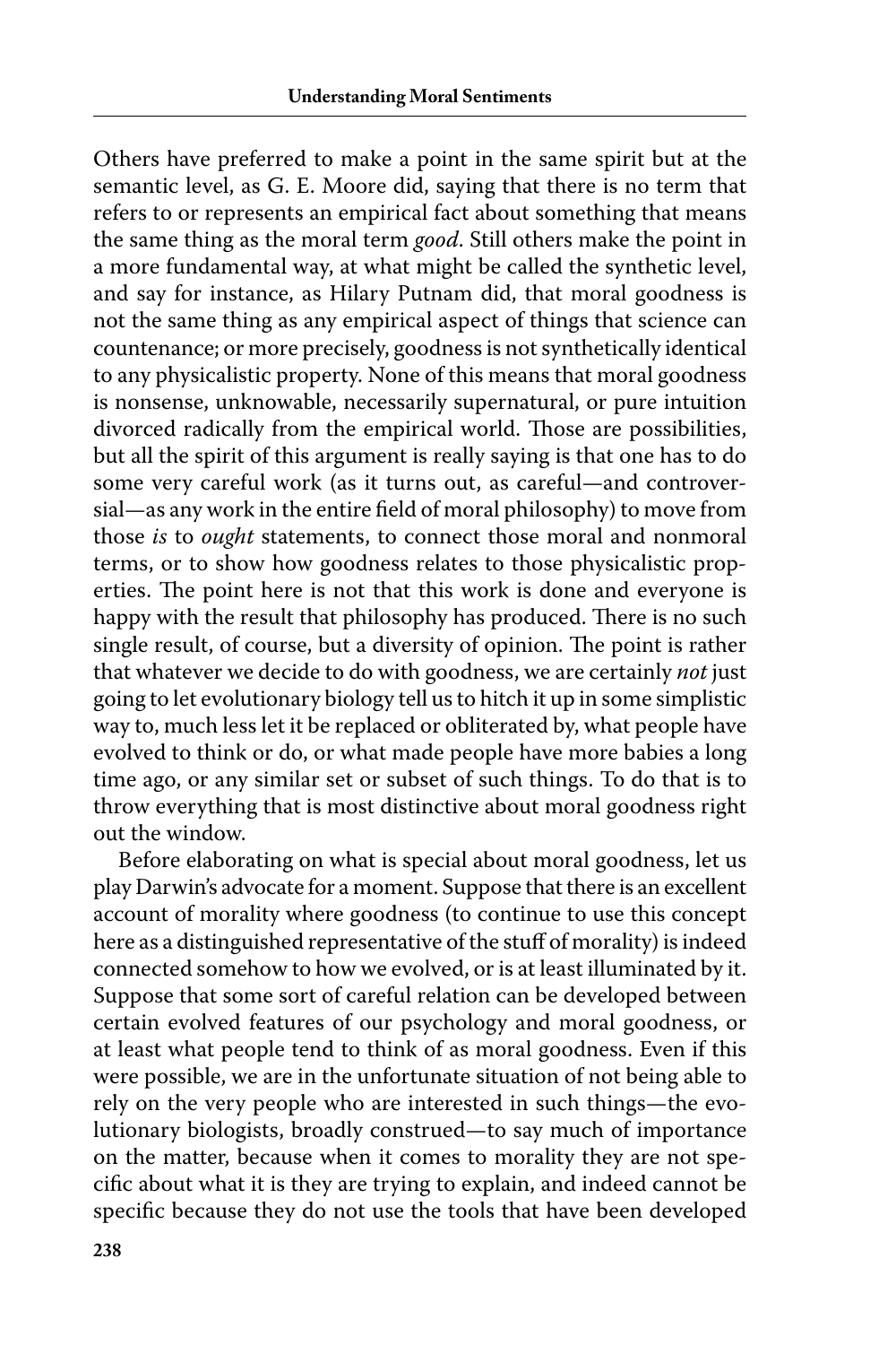Others have preferred to make a point in the same spirit but at the semantic level, as G. E. Moore did, saying that there is no term that refers to or represents an empirical fact about something that means the same thing as the moral term *good*. Still others make the point in a more fundamental way, at what might be called the synthetic level, and say for instance, as Hilary Putnam did, that moral goodness is not the same thing as any empirical aspect of things that science can countenance; or more precisely, goodness is not synthetically identical to any physicalistic property. None of this means that moral goodness is nonsense, unknowable, necessarily supernatural, or pure intuition divorced radically from the empirical world. Those are possibilities, but all the spirit of this argument is really saying is that one has to do some very careful work (as it turns out, as careful—and controversial—as any work in the entire field of moral philosophy) to move from those *is* to *ought* statements, to connect those moral and nonmoral terms, or to show how goodness relates to those physicalistic properties. The point here is not that this work is done and everyone is happy with the result that philosophy has produced. There is no such single result, of course, but a diversity of opinion. The point is rather that whatever we decide to do with goodness, we are certainly *not* just going to let evolutionary biology tell us to hitch it up in some simplistic way to, much less let it be replaced or obliterated by, what people have evolved to think or do, or what made people have more babies a long time ago, or any similar set or subset of such things. To do that is to throw everything that is most distinctive about moral goodness right out the window.

Before elaborating on what is special about moral goodness, let us play Darwin's advocate for a moment. Suppose that there is an excellent account of morality where goodness (to continue to use this concept here as a distinguished representative of the stuff of morality) is indeed connected somehow to how we evolved, or is at least illuminated by it. Suppose that some sort of careful relation can be developed between certain evolved features of our psychology and moral goodness, or at least what people tend to think of as moral goodness. Even if this were possible, we are in the unfortunate situation of not being able to rely on the very people who are interested in such things—the evolutionary biologists, broadly construed—to say much of importance on the matter, because when it comes to morality they are not specific about what it is they are trying to explain, and indeed cannot be specific because they do not use the tools that have been developed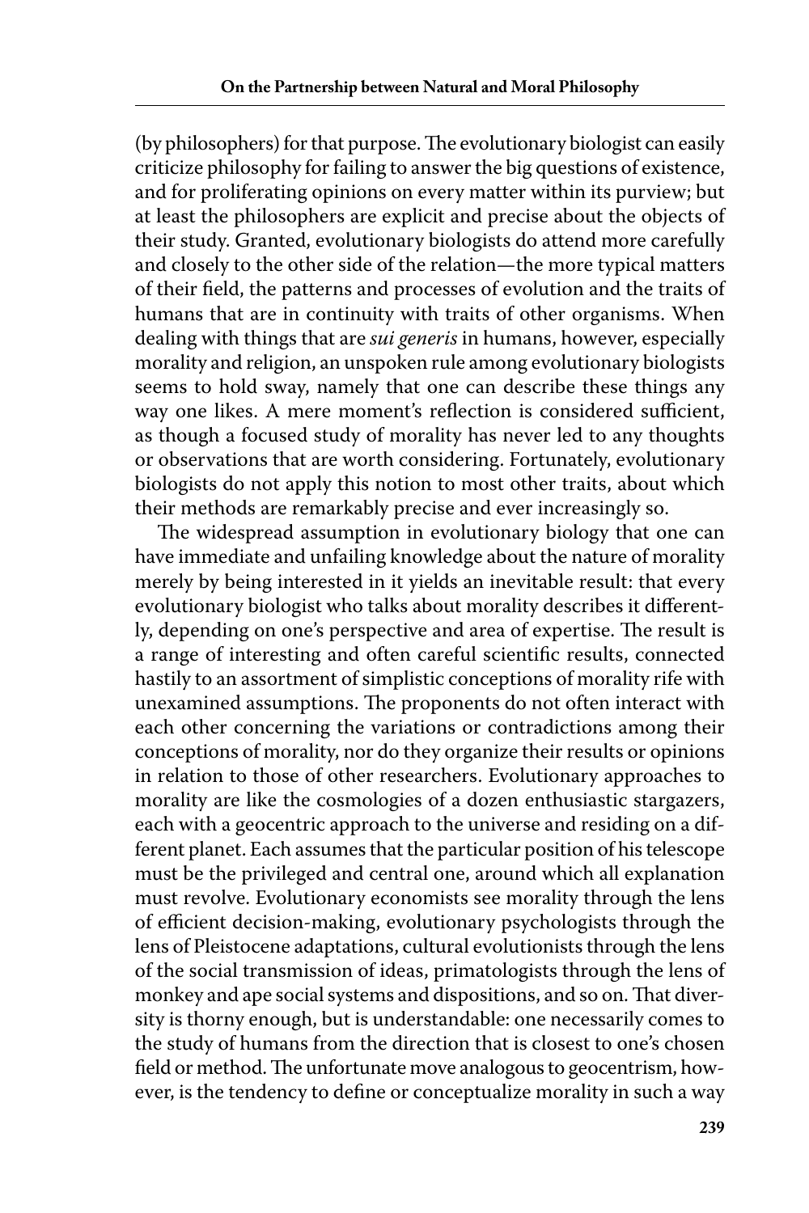(by philosophers) for that purpose. The evolutionary biologist can easily criticize philosophy for failing to answer the big questions of existence, and for proliferating opinions on every matter within its purview; but at least the philosophers are explicit and precise about the objects of their study. Granted, evolutionary biologists do attend more carefully and closely to the other side of the relation—the more typical matters of their field, the patterns and processes of evolution and the traits of humans that are in continuity with traits of other organisms. When dealing with things that are *sui generis* in humans, however, especially morality and religion, an unspoken rule among evolutionary biologists seems to hold sway, namely that one can describe these things any way one likes. A mere moment's reflection is considered sufficient, as though a focused study of morality has never led to any thoughts or observations that are worth considering. Fortunately, evolutionary biologists do not apply this notion to most other traits, about which their methods are remarkably precise and ever increasingly so.

The widespread assumption in evolutionary biology that one can have immediate and unfailing knowledge about the nature of morality merely by being interested in it yields an inevitable result: that every evolutionary biologist who talks about morality describes it differently, depending on one's perspective and area of expertise. The result is a range of interesting and often careful scientific results, connected hastily to an assortment of simplistic conceptions of morality rife with unexamined assumptions. The proponents do not often interact with each other concerning the variations or contradictions among their conceptions of morality, nor do they organize their results or opinions in relation to those of other researchers. Evolutionary approaches to morality are like the cosmologies of a dozen enthusiastic stargazers, each with a geocentric approach to the universe and residing on a different planet. Each assumes that the particular position of his telescope must be the privileged and central one, around which all explanation must revolve. Evolutionary economists see morality through the lens of efficient decision-making, evolutionary psychologists through the lens of Pleistocene adaptations, cultural evolutionists through the lens of the social transmission of ideas, primatologists through the lens of monkey and ape social systems and dispositions, and so on. That diversity is thorny enough, but is understandable: one necessarily comes to the study of humans from the direction that is closest to one's chosen field or method. The unfortunate move analogous to geocentrism, however, is the tendency to define or conceptualize morality in such a way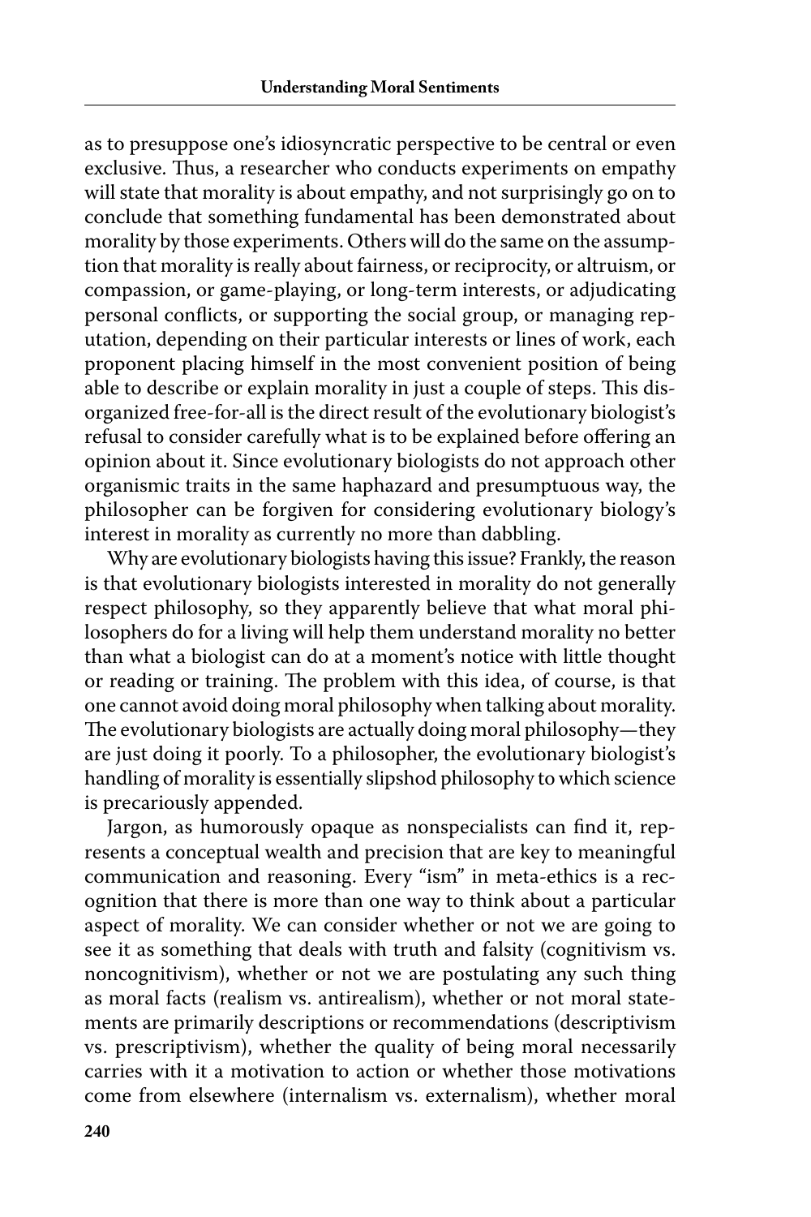as to presuppose one's idiosyncratic perspective to be central or even exclusive. Thus, a researcher who conducts experiments on empathy will state that morality is about empathy, and not surprisingly go on to conclude that something fundamental has been demonstrated about morality by those experiments. Others will do the same on the assumption that morality is really about fairness, or reciprocity, or altruism, or compassion, or game-playing, or long-term interests, or adjudicating personal conflicts, or supporting the social group, or managing reputation, depending on their particular interests or lines of work, each proponent placing himself in the most convenient position of being able to describe or explain morality in just a couple of steps. This disorganized free-for-all is the direct result of the evolutionary biologist's refusal to consider carefully what is to be explained before offering an opinion about it. Since evolutionary biologists do not approach other organismic traits in the same haphazard and presumptuous way, the philosopher can be forgiven for considering evolutionary biology's interest in morality as currently no more than dabbling.

Why are evolutionary biologists having this issue? Frankly, the reason is that evolutionary biologists interested in morality do not generally respect philosophy, so they apparently believe that what moral philosophers do for a living will help them understand morality no better than what a biologist can do at a moment's notice with little thought or reading or training. The problem with this idea, of course, is that one cannot avoid doing moral philosophy when talking about morality. The evolutionary biologists are actually doing moral philosophy—they are just doing it poorly. To a philosopher, the evolutionary biologist's handling of morality is essentially slipshod philosophy to which science is precariously appended.

Jargon, as humorously opaque as nonspecialists can find it, represents a conceptual wealth and precision that are key to meaningful communication and reasoning. Every "ism" in meta-ethics is a recognition that there is more than one way to think about a particular aspect of morality. We can consider whether or not we are going to see it as something that deals with truth and falsity (cognitivism vs. noncognitivism), whether or not we are postulating any such thing as moral facts (realism vs. antirealism), whether or not moral statements are primarily descriptions or recommendations (descriptivism vs. prescriptivism), whether the quality of being moral necessarily carries with it a motivation to action or whether those motivations come from elsewhere (internalism vs. externalism), whether moral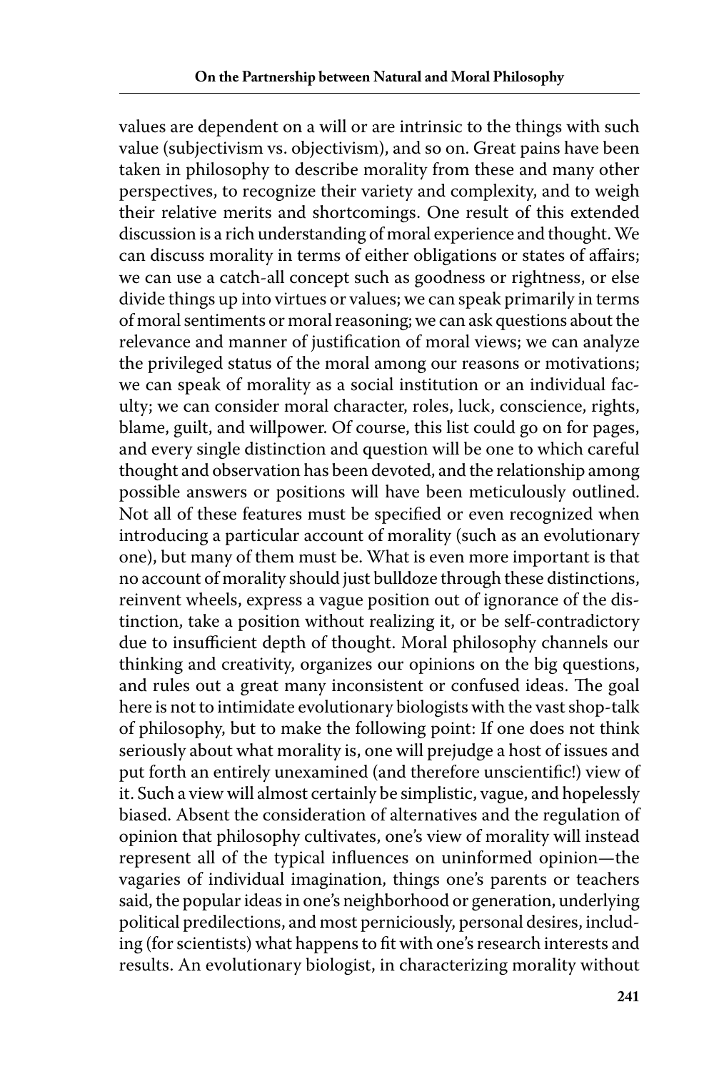values are dependent on a will or are intrinsic to the things with such value (subjectivism vs. objectivism), and so on. Great pains have been taken in philosophy to describe morality from these and many other perspectives, to recognize their variety and complexity, and to weigh their relative merits and shortcomings. One result of this extended discussion is a rich understanding of moral experience and thought. We can discuss morality in terms of either obligations or states of affairs; we can use a catch-all concept such as goodness or rightness, or else divide things up into virtues or values; we can speak primarily in terms of moral sentiments or moral reasoning; we can ask questions about the relevance and manner of justification of moral views; we can analyze the privileged status of the moral among our reasons or motivations; we can speak of morality as a social institution or an individual faculty; we can consider moral character, roles, luck, conscience, rights, blame, guilt, and willpower. Of course, this list could go on for pages, and every single distinction and question will be one to which careful thought and observation has been devoted, and the relationship among possible answers or positions will have been meticulously outlined. Not all of these features must be specified or even recognized when introducing a particular account of morality (such as an evolutionary one), but many of them must be. What is even more important is that no account of morality should just bulldoze through these distinctions, reinvent wheels, express a vague position out of ignorance of the distinction, take a position without realizing it, or be self-contradictory due to insufficient depth of thought. Moral philosophy channels our thinking and creativity, organizes our opinions on the big questions, and rules out a great many inconsistent or confused ideas. The goal here is not to intimidate evolutionary biologists with the vast shop-talk of philosophy, but to make the following point: If one does not think seriously about what morality is, one will prejudge a host of issues and put forth an entirely unexamined (and therefore unscientific!) view of it. Such a view will almost certainly be simplistic, vague, and hopelessly biased. Absent the consideration of alternatives and the regulation of opinion that philosophy cultivates, one's view of morality will instead represent all of the typical influences on uninformed opinion—the vagaries of individual imagination, things one's parents or teachers said, the popular ideas in one's neighborhood or generation, underlying political predilections, and most perniciously, personal desires, including (for scientists) what happens to fit with one's research interests and results. An evolutionary biologist, in characterizing morality without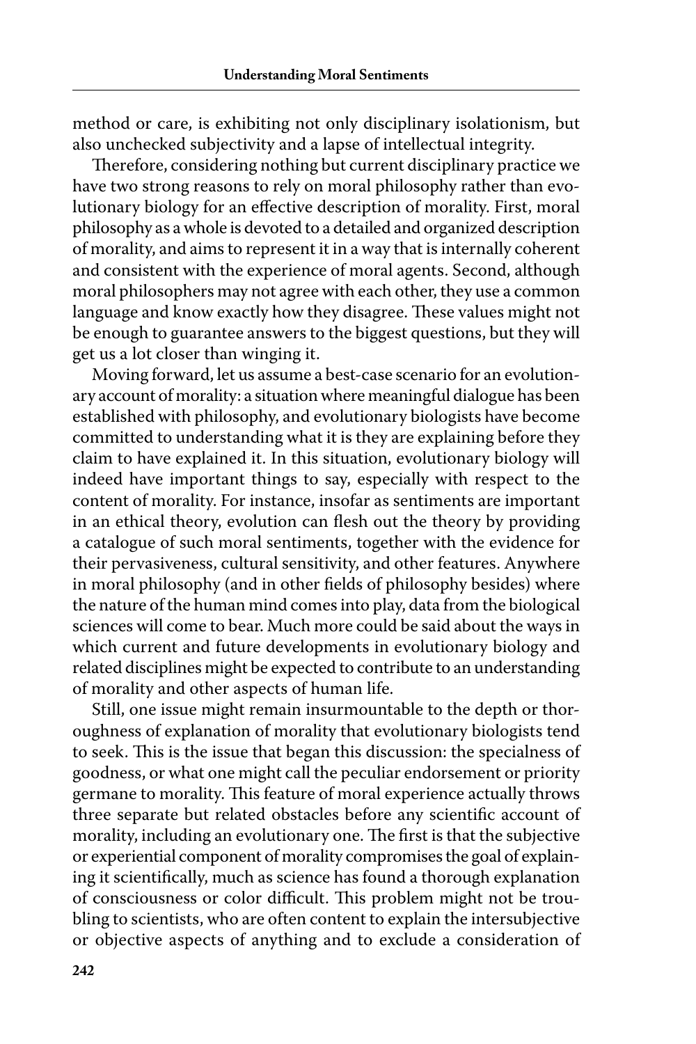method or care, is exhibiting not only disciplinary isolationism, but also unchecked subjectivity and a lapse of intellectual integrity.

Therefore, considering nothing but current disciplinary practice we have two strong reasons to rely on moral philosophy rather than evolutionary biology for an effective description of morality. First, moral philosophy as a whole is devoted to a detailed and organized description of morality, and aims to represent it in a way that is internally coherent and consistent with the experience of moral agents. Second, although moral philosophers may not agree with each other, they use a common language and know exactly how they disagree. These values might not be enough to guarantee answers to the biggest questions, but they will get us a lot closer than winging it.

Moving forward, let us assume a best-case scenario for an evolutionary account of morality: a situation where meaningful dialogue has been established with philosophy, and evolutionary biologists have become committed to understanding what it is they are explaining before they claim to have explained it. In this situation, evolutionary biology will indeed have important things to say, especially with respect to the content of morality. For instance, insofar as sentiments are important in an ethical theory, evolution can flesh out the theory by providing a catalogue of such moral sentiments, together with the evidence for their pervasiveness, cultural sensitivity, and other features. Anywhere in moral philosophy (and in other fields of philosophy besides) where the nature of the human mind comes into play, data from the biological sciences will come to bear. Much more could be said about the ways in which current and future developments in evolutionary biology and related disciplines might be expected to contribute to an understanding of morality and other aspects of human life.

Still, one issue might remain insurmountable to the depth or thoroughness of explanation of morality that evolutionary biologists tend to seek. This is the issue that began this discussion: the specialness of goodness, or what one might call the peculiar endorsement or priority germane to morality. This feature of moral experience actually throws three separate but related obstacles before any scientific account of morality, including an evolutionary one. The first is that the subjective or experiential component of morality compromises the goal of explaining it scientifically, much as science has found a thorough explanation of consciousness or color difficult. This problem might not be troubling to scientists, who are often content to explain the intersubjective or objective aspects of anything and to exclude a consideration of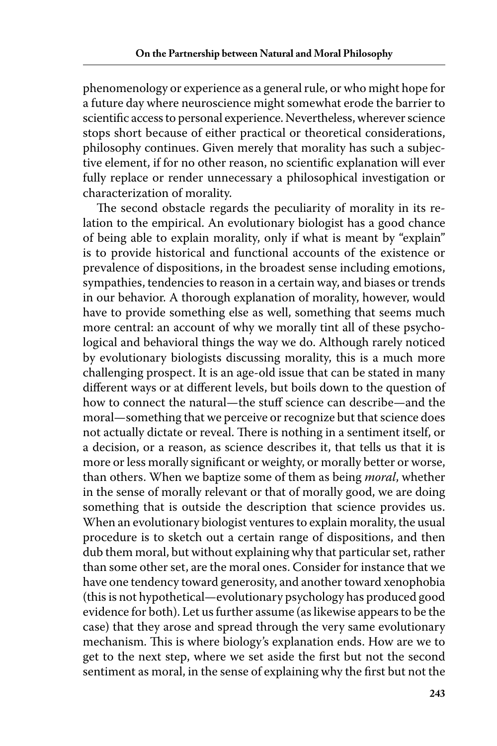phenomenology or experience as a general rule, or who might hope for a future day where neuroscience might somewhat erode the barrier to scientific access to personal experience. Nevertheless, wherever science stops short because of either practical or theoretical considerations, philosophy continues. Given merely that morality has such a subjective element, if for no other reason, no scientific explanation will ever fully replace or render unnecessary a philosophical investigation or characterization of morality.

The second obstacle regards the peculiarity of morality in its relation to the empirical. An evolutionary biologist has a good chance of being able to explain morality, only if what is meant by "explain" is to provide historical and functional accounts of the existence or prevalence of dispositions, in the broadest sense including emotions, sympathies, tendencies to reason in a certain way, and biases or trends in our behavior. A thorough explanation of morality, however, would have to provide something else as well, something that seems much more central: an account of why we morally tint all of these psychological and behavioral things the way we do. Although rarely noticed by evolutionary biologists discussing morality, this is a much more challenging prospect. It is an age-old issue that can be stated in many different ways or at different levels, but boils down to the question of how to connect the natural—the stuff science can describe—and the moral—something that we perceive or recognize but that science does not actually dictate or reveal. There is nothing in a sentiment itself, or a decision, or a reason, as science describes it, that tells us that it is more or less morally significant or weighty, or morally better or worse, than others. When we baptize some of them as being *moral*, whether in the sense of morally relevant or that of morally good, we are doing something that is outside the description that science provides us. When an evolutionary biologist ventures to explain morality, the usual procedure is to sketch out a certain range of dispositions, and then dub them moral, but without explaining why that particular set, rather than some other set, are the moral ones. Consider for instance that we have one tendency toward generosity, and another toward xenophobia (this is not hypothetical—evolutionary psychology has produced good evidence for both). Let us further assume (as likewise appears to be the case) that they arose and spread through the very same evolutionary mechanism. This is where biology's explanation ends. How are we to get to the next step, where we set aside the first but not the second sentiment as moral, in the sense of explaining why the first but not the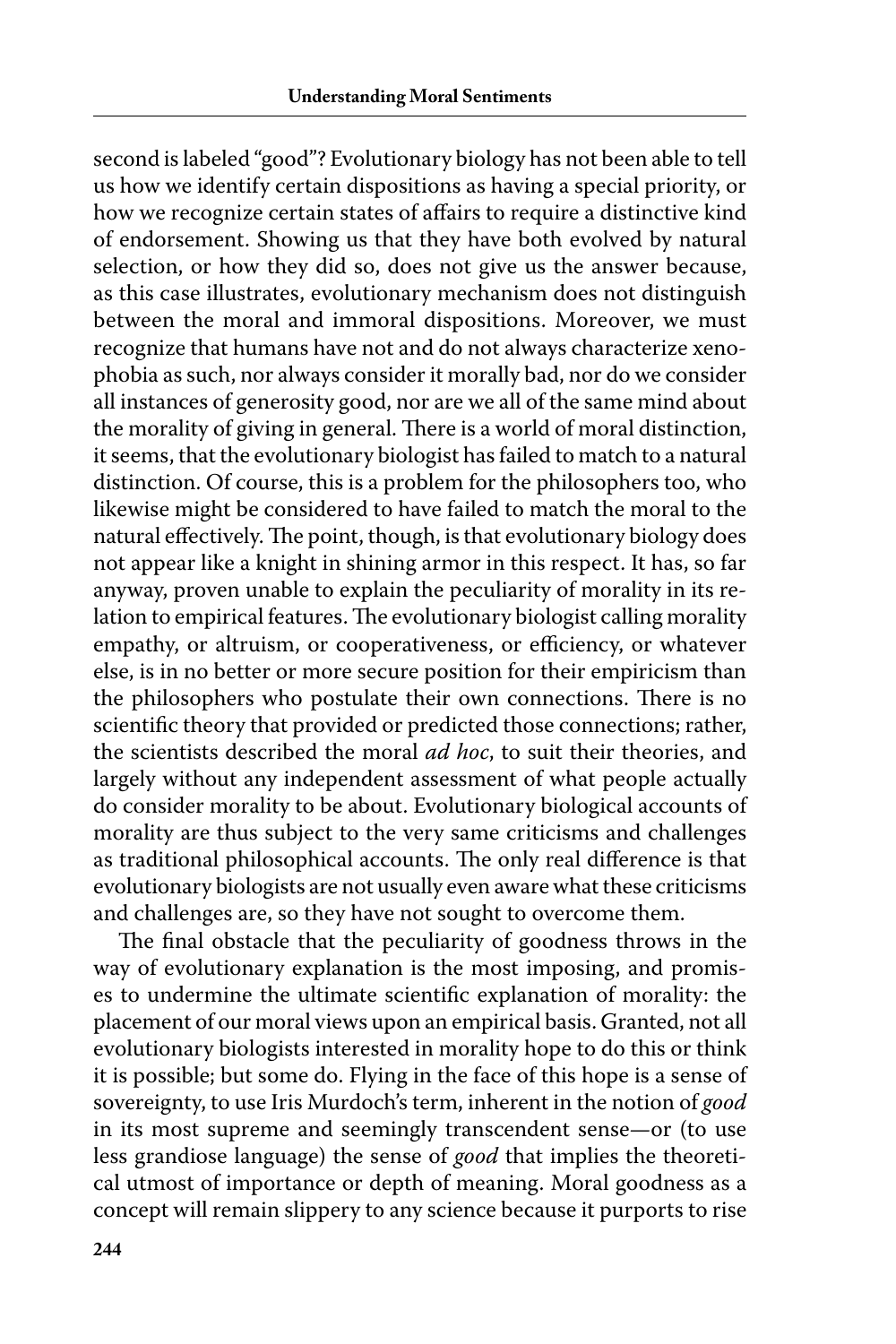second is labeled "good"? Evolutionary biology has not been able to tell us how we identify certain dispositions as having a special priority, or how we recognize certain states of affairs to require a distinctive kind of endorsement. Showing us that they have both evolved by natural selection, or how they did so, does not give us the answer because, as this case illustrates, evolutionary mechanism does not distinguish between the moral and immoral dispositions. Moreover, we must recognize that humans have not and do not always characterize xenophobia as such, nor always consider it morally bad, nor do we consider all instances of generosity good, nor are we all of the same mind about the morality of giving in general. There is a world of moral distinction, it seems, that the evolutionary biologist has failed to match to a natural distinction. Of course, this is a problem for the philosophers too, who likewise might be considered to have failed to match the moral to the natural effectively. The point, though, is that evolutionary biology does not appear like a knight in shining armor in this respect. It has, so far anyway, proven unable to explain the peculiarity of morality in its relation to empirical features. The evolutionary biologist calling morality empathy, or altruism, or cooperativeness, or efficiency, or whatever else, is in no better or more secure position for their empiricism than the philosophers who postulate their own connections. There is no scientific theory that provided or predicted those connections; rather, the scientists described the moral *ad hoc*, to suit their theories, and largely without any independent assessment of what people actually do consider morality to be about. Evolutionary biological accounts of morality are thus subject to the very same criticisms and challenges as traditional philosophical accounts. The only real difference is that evolutionary biologists are not usually even aware what these criticisms and challenges are, so they have not sought to overcome them.

The final obstacle that the peculiarity of goodness throws in the way of evolutionary explanation is the most imposing, and promises to undermine the ultimate scientific explanation of morality: the placement of our moral views upon an empirical basis. Granted, not all evolutionary biologists interested in morality hope to do this or think it is possible; but some do. Flying in the face of this hope is a sense of sovereignty, to use Iris Murdoch's term, inherent in the notion of *good* in its most supreme and seemingly transcendent sense—or (to use less grandiose language) the sense of *good* that implies the theoretical utmost of importance or depth of meaning. Moral goodness as a concept will remain slippery to any science because it purports to rise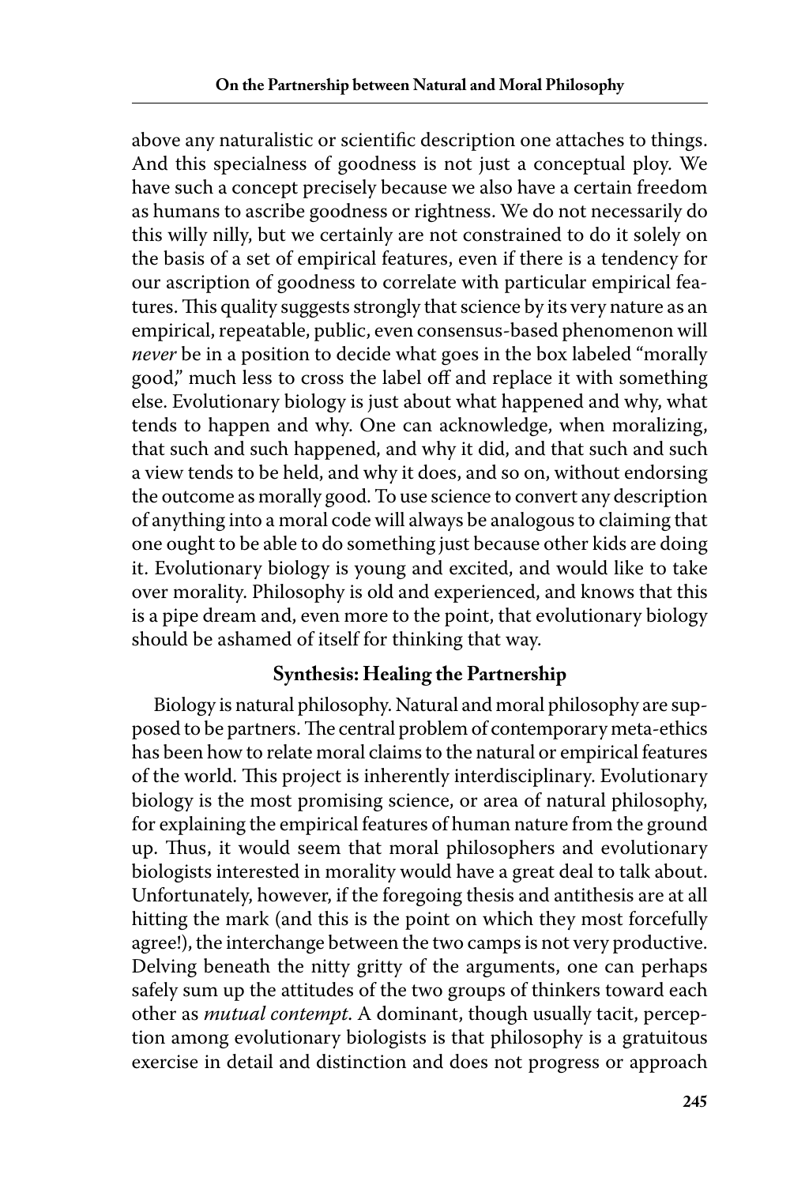above any naturalistic or scientific description one attaches to things. And this specialness of goodness is not just a conceptual ploy. We have such a concept precisely because we also have a certain freedom as humans to ascribe goodness or rightness. We do not necessarily do this willy nilly, but we certainly are not constrained to do it solely on the basis of a set of empirical features, even if there is a tendency for our ascription of goodness to correlate with particular empirical features. This quality suggests strongly that science by its very nature as an empirical, repeatable, public, even consensus-based phenomenon will *never* be in a position to decide what goes in the box labeled "morally good," much less to cross the label off and replace it with something else. Evolutionary biology is just about what happened and why, what tends to happen and why. One can acknowledge, when moralizing, that such and such happened, and why it did, and that such and such a view tends to be held, and why it does, and so on, without endorsing the outcome as morally good. To use science to convert any description of anything into a moral code will always be analogous to claiming that one ought to be able to do something just because other kids are doing it. Evolutionary biology is young and excited, and would like to take over morality. Philosophy is old and experienced, and knows that this is a pipe dream and, even more to the point, that evolutionary biology should be ashamed of itself for thinking that way.

## Synthesis: Healing the Partnership

Biology is natural philosophy. Natural and moral philosophy are supposed to be partners. The central problem of contemporary meta-ethics has been how to relate moral claims to the natural or empirical features of the world. This project is inherently interdisciplinary. Evolutionary biology is the most promising science, or area of natural philosophy, for explaining the empirical features of human nature from the ground up. Thus, it would seem that moral philosophers and evolutionary biologists interested in morality would have a great deal to talk about. Unfortunately, however, if the foregoing thesis and antithesis are at all hitting the mark (and this is the point on which they most forcefully agree!), the interchange between the two camps is not very productive. Delving beneath the nitty gritty of the arguments, one can perhaps safely sum up the attitudes of the two groups of thinkers toward each other as *mutual contempt*. A dominant, though usually tacit, perception among evolutionary biologists is that philosophy is a gratuitous exercise in detail and distinction and does not progress or approach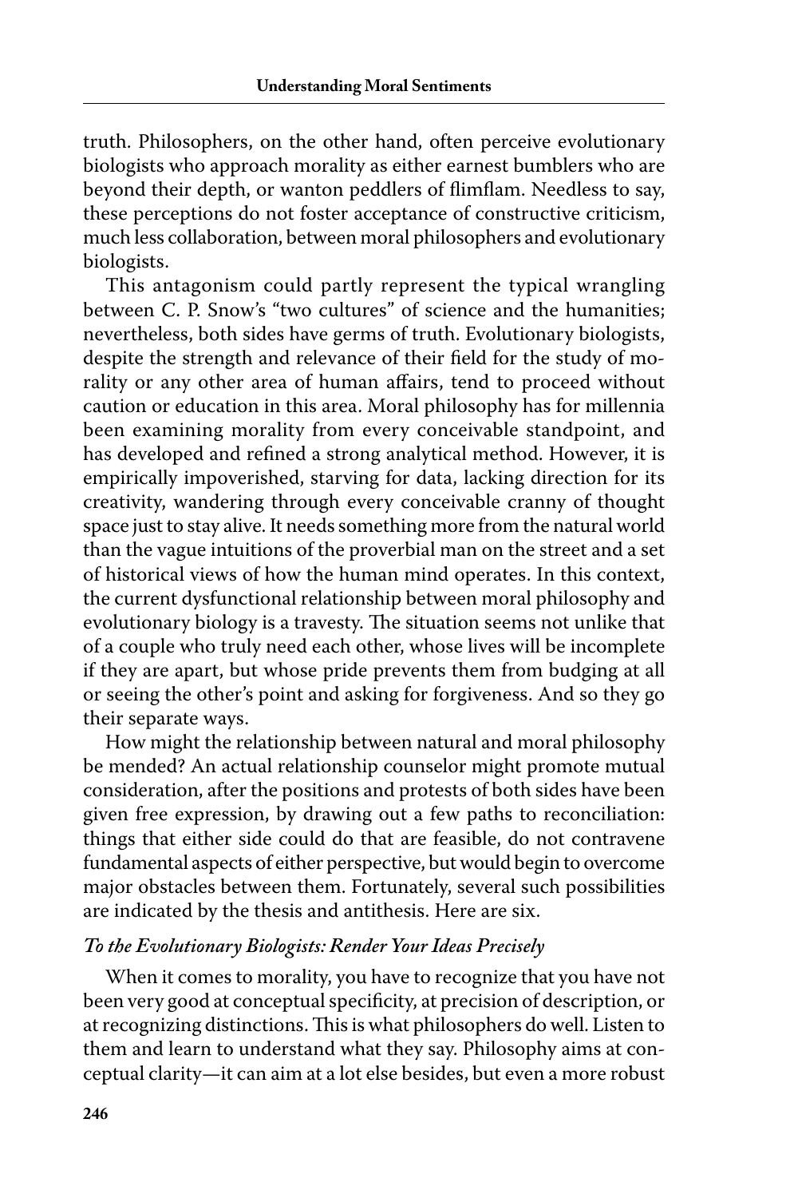truth. Philosophers, on the other hand, often perceive evolutionary biologists who approach morality as either earnest bumblers who are beyond their depth, or wanton peddlers of flimflam. Needless to say, these perceptions do not foster acceptance of constructive criticism, much less collaboration, between moral philosophers and evolutionary biologists.

This antagonism could partly represent the typical wrangling between C. P. Snow's "two cultures" of science and the humanities; nevertheless, both sides have germs of truth. Evolutionary biologists, despite the strength and relevance of their field for the study of morality or any other area of human affairs, tend to proceed without caution or education in this area. Moral philosophy has for millennia been examining morality from every conceivable standpoint, and has developed and refined a strong analytical method. However, it is empirically impoverished, starving for data, lacking direction for its creativity, wandering through every conceivable cranny of thought space just to stay alive. It needs something more from the natural world than the vague intuitions of the proverbial man on the street and a set of historical views of how the human mind operates. In this context, the current dysfunctional relationship between moral philosophy and evolutionary biology is a travesty. The situation seems not unlike that of a couple who truly need each other, whose lives will be incomplete if they are apart, but whose pride prevents them from budging at all or seeing the other's point and asking for forgiveness. And so they go their separate ways.

How might the relationship between natural and moral philosophy be mended? An actual relationship counselor might promote mutual consideration, after the positions and protests of both sides have been given free expression, by drawing out a few paths to reconciliation: things that either side could do that are feasible, do not contravene fundamental aspects of either perspective, but would begin to overcome major obstacles between them. Fortunately, several such possibilities are indicated by the thesis and antithesis. Here are six.

### *To the Evolutionary Biologists: Render Your Ideas Precisely*

When it comes to morality, you have to recognize that you have not been very good at conceptual specificity, at precision of description, or at recognizing distinctions. This is what philosophers do well. Listen to them and learn to understand what they say. Philosophy aims at conceptual clarity—it can aim at a lot else besides, but even a more robust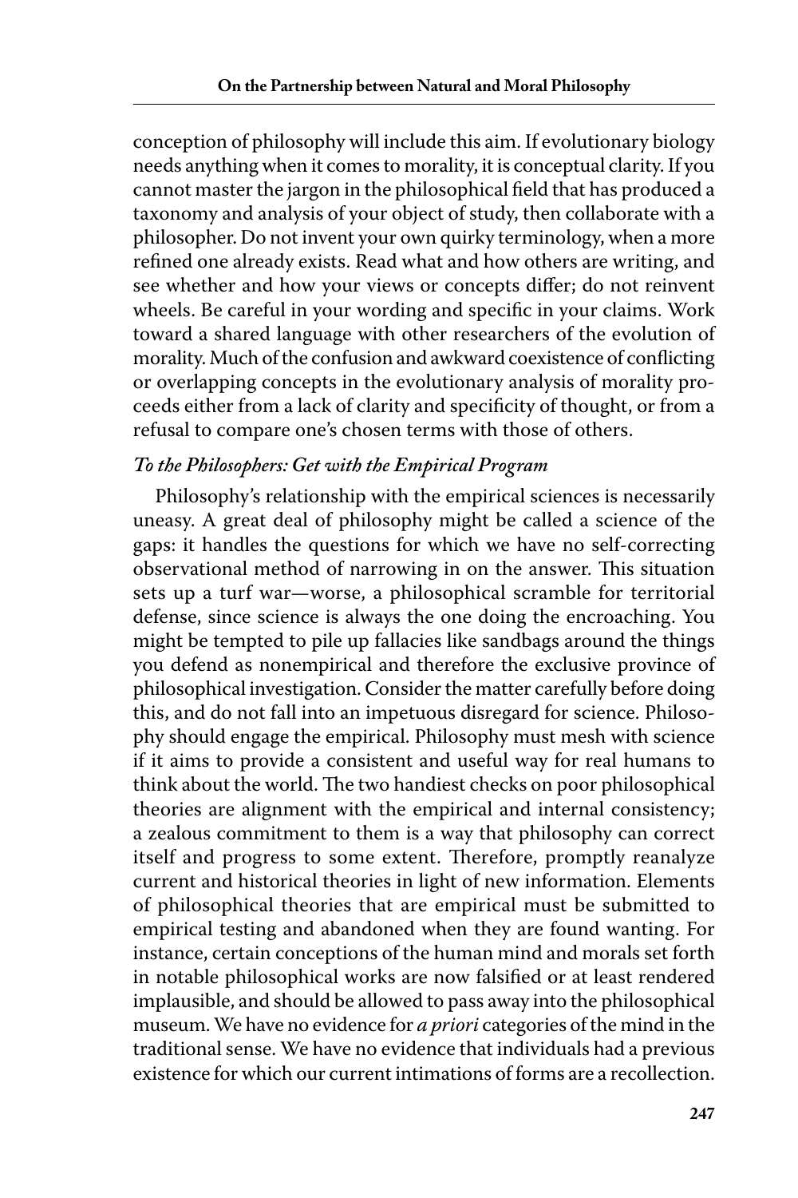conception of philosophy will include this aim. If evolutionary biology needs anything when it comes to morality, it is conceptual clarity. If you cannot master the jargon in the philosophical field that has produced a taxonomy and analysis of your object of study, then collaborate with a philosopher. Do not invent your own quirky terminology, when a more refined one already exists. Read what and how others are writing, and see whether and how your views or concepts differ; do not reinvent wheels. Be careful in your wording and specific in your claims. Work toward a shared language with other researchers of the evolution of morality. Much of the confusion and awkward coexistence of conflicting or overlapping concepts in the evolutionary analysis of morality proceeds either from a lack of clarity and specificity of thought, or from a refusal to compare one's chosen terms with those of others.

### *To the Philosophers: Get with the Empirical Program*

Philosophy's relationship with the empirical sciences is necessarily uneasy. A great deal of philosophy might be called a science of the gaps: it handles the questions for which we have no self-correcting observational method of narrowing in on the answer. This situation sets up a turf war—worse, a philosophical scramble for territorial defense, since science is always the one doing the encroaching. You might be tempted to pile up fallacies like sandbags around the things you defend as nonempirical and therefore the exclusive province of philosophical investigation. Consider the matter carefully before doing this, and do not fall into an impetuous disregard for science. Philosophy should engage the empirical. Philosophy must mesh with science if it aims to provide a consistent and useful way for real humans to think about the world. The two handiest checks on poor philosophical theories are alignment with the empirical and internal consistency; a zealous commitment to them is a way that philosophy can correct itself and progress to some extent. Therefore, promptly reanalyze current and historical theories in light of new information. Elements of philosophical theories that are empirical must be submitted to empirical testing and abandoned when they are found wanting. For instance, certain conceptions of the human mind and morals set forth in notable philosophical works are now falsified or at least rendered implausible, and should be allowed to pass away into the philosophical museum. We have no evidence for *a priori* categories of the mind in the traditional sense. We have no evidence that individuals had a previous existence for which our current intimations of forms are a recollection.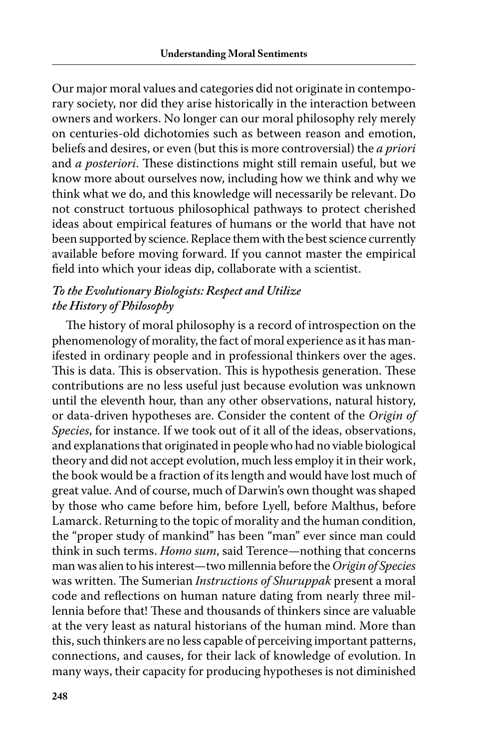Our major moral values and categories did not originate in contemporary society, nor did they arise historically in the interaction between owners and workers. No longer can our moral philosophy rely merely on centuries-old dichotomies such as between reason and emotion, beliefs and desires, or even (but this is more controversial) the *a priori* and *a posteriori*. These distinctions might still remain useful, but we know more about ourselves now, including how we think and why we think what we do, and this knowledge will necessarily be relevant. Do not construct tortuous philosophical pathways to protect cherished ideas about empirical features of humans or the world that have not been supported by science. Replace them with the best science currently available before moving forward. If you cannot master the empirical field into which your ideas dip, collaborate with a scientist.

### *To the Evolutionary Biologists: Respect and Utilize the History of Philosophy*

The history of moral philosophy is a record of introspection on the phenomenology of morality, the fact of moral experience as it has manifested in ordinary people and in professional thinkers over the ages. This is data. This is observation. This is hypothesis generation. These contributions are no less useful just because evolution was unknown until the eleventh hour, than any other observations, natural history, or data-driven hypotheses are. Consider the content of the *Origin of Species*, for instance. If we took out of it all of the ideas, observations, and explanations that originated in people who had no viable biological theory and did not accept evolution, much less employ it in their work, the book would be a fraction of its length and would have lost much of great value. And of course, much of Darwin's own thought was shaped by those who came before him, before Lyell, before Malthus, before Lamarck. Returning to the topic of morality and the human condition, the "proper study of mankind" has been "man" ever since man could think in such terms. *Homo sum*, said Terence—nothing that concerns man was alien to his interest—two millennia before the *Origin of Species* was written. The Sumerian *Instructions of Shuruppak* present a moral code and reflections on human nature dating from nearly three millennia before that! These and thousands of thinkers since are valuable at the very least as natural historians of the human mind. More than this, such thinkers are no less capable of perceiving important patterns, connections, and causes, for their lack of knowledge of evolution. In many ways, their capacity for producing hypotheses is not diminished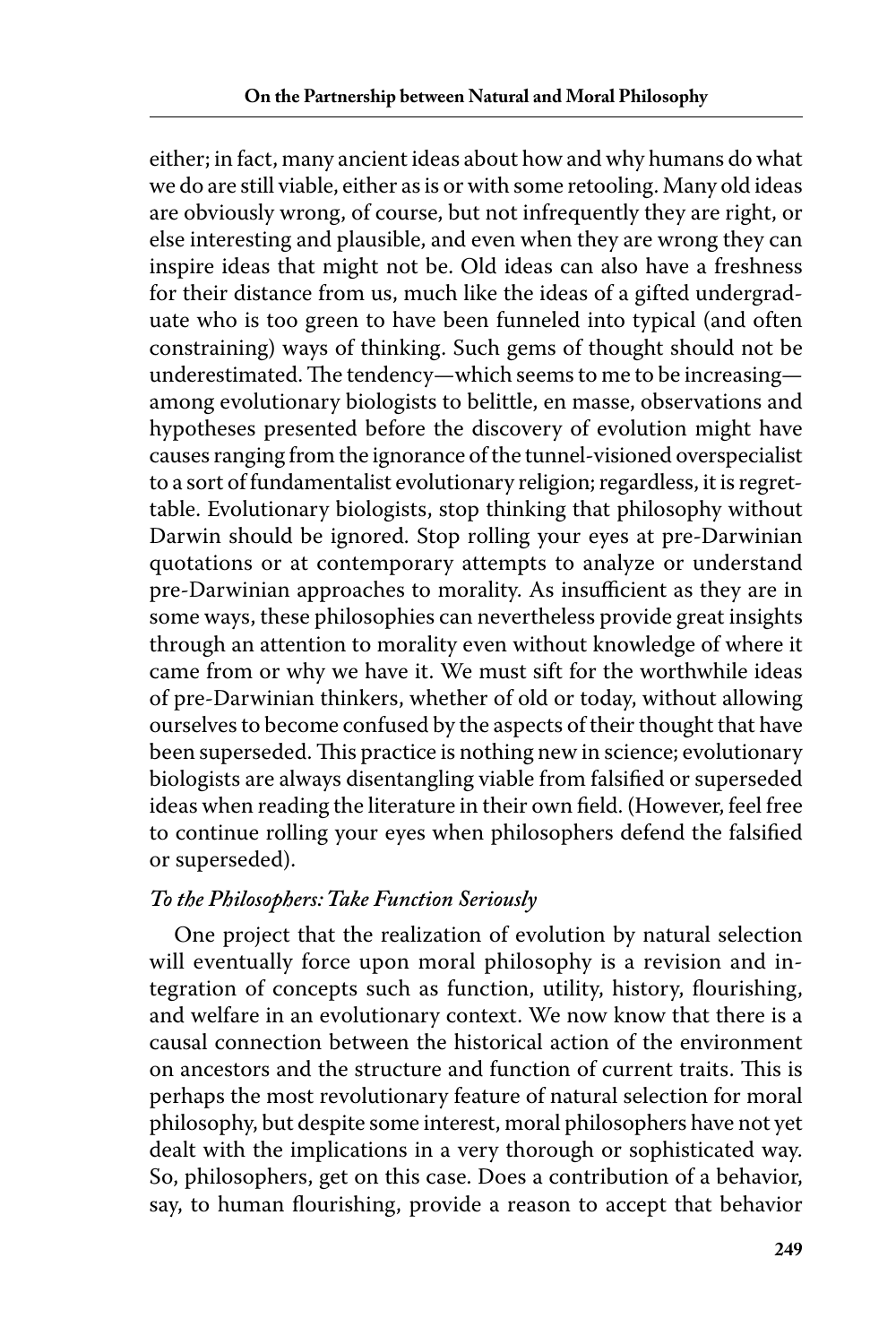either; in fact, many ancient ideas about how and why humans do what we do are still viable, either as is or with some retooling. Many old ideas are obviously wrong, of course, but not infrequently they are right, or else interesting and plausible, and even when they are wrong they can inspire ideas that might not be. Old ideas can also have a freshness for their distance from us, much like the ideas of a gifted undergraduate who is too green to have been funneled into typical (and often constraining) ways of thinking. Such gems of thought should not be underestimated. The tendency—which seems to me to be increasing—among evolutionary biologists to belittle, en masse, observations and hypotheses presented before the discovery of evolution might have causes ranging from the ignorance of the tunnel-visioned overspecialist to a sort of fundamentalist evolutionary religion; regardless, it is regrettable. Evolutionary biologists, stop thinking that philosophy without Darwin should be ignored. Stop rolling your eyes at pre-Darwinian quotations or at contemporary attempts to analyze or understand pre-Darwinian approaches to morality. As insufficient as they are in some ways, these philosophies can nevertheless provide great insights through an attention to morality even without knowledge of where it came from or why we have it. We must sift for the worthwhile ideas of pre-Darwinian thinkers, whether of old or today, without allowing ourselves to become confused by the aspects of their thought that have been superseded. This practice is nothing new in science; evolutionary biologists are always disentangling viable from falsified or superseded ideas when reading the literature in their own field. (However, feel free to continue rolling your eyes when philosophers defend the falsified or superseded).

*To the Philosophers: Take Function Seriously*

One project that the realization of evolution by natural selection will eventually force upon moral philosophy is a revision and integration of concepts such as function, utility, history, flourishing, and welfare in an evolutionary context. We now know that there is a causal connection between the historical action of the environment on ancestors and the structure and function of current traits. This is perhaps the most revolutionary feature of natural selection for moral philosophy, but despite some interest, moral philosophers have not yet dealt with the implications in a very thorough or sophisticated way. So, philosophers, get on this case. Does a contribution of a behavior, say, to human flourishing, provide a reason to accept that behavior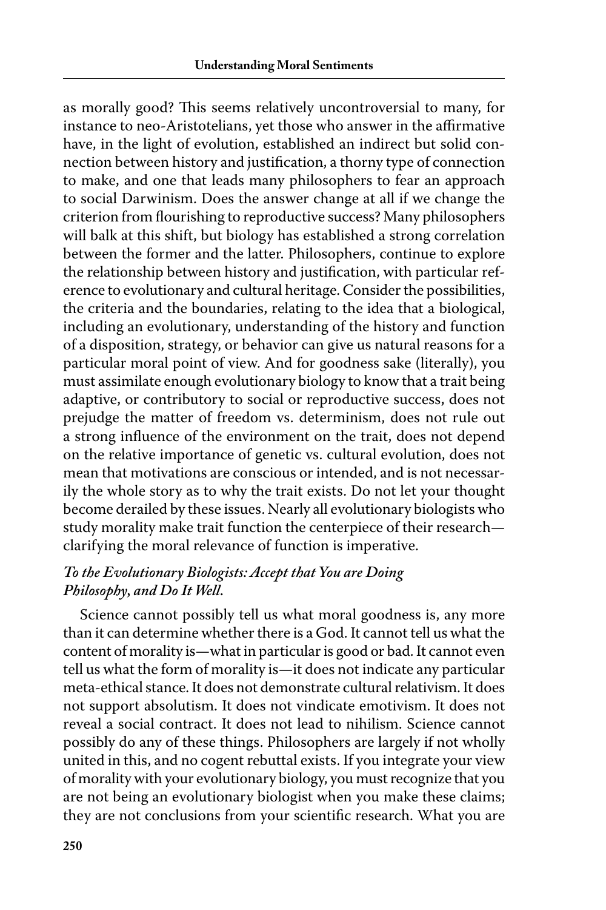as morally good? This seems relatively uncontroversial to many, for instance to neo-Aristotelians, yet those who answer in the affirmative have, in the light of evolution, established an indirect but solid connection between history and justification, a thorny type of connection to make, and one that leads many philosophers to fear an approach to social Darwinism. Does the answer change at all if we change the criterion from flourishing to reproductive success? Many philosophers will balk at this shift, but biology has established a strong correlation between the former and the latter. Philosophers, continue to explore the relationship between history and justification, with particular reference to evolutionary and cultural heritage. Consider the possibilities, the criteria and the boundaries, relating to the idea that a biological, including an evolutionary, understanding of the history and function of a disposition, strategy, or behavior can give us natural reasons for a particular moral point of view. And for goodness sake (literally), you must assimilate enough evolutionary biology to know that a trait being adaptive, or contributory to social or reproductive success, does not prejudge the matter of freedom vs. determinism, does not rule out a strong influence of the environment on the trait, does not depend on the relative importance of genetic vs. cultural evolution, does not mean that motivations are conscious or intended, and is not necessarily the whole story as to why the trait exists. Do not let your thought become derailed by these issues. Nearly all evolutionary biologists who study morality make trait function the centerpiece of their research—clarifying the moral relevance of function is imperative.

### *To the Evolutionary Biologists: Accept that You are Doing Philosophy, and Do It Well.*

Science cannot possibly tell us what moral goodness is, any more than it can determine whether there is a God. It cannot tell us what the content of morality is—what in particular is good or bad. It cannot even tell us what the form of morality is—it does not indicate any particular meta-ethical stance. It does not demonstrate cultural relativism. It does not support absolutism. It does not vindicate emotivism. It does not reveal a social contract. It does not lead to nihilism. Science cannot possibly do any of these things. Philosophers are largely if not wholly united in this, and no cogent rebuttal exists. If you integrate your view of morality with your evolutionary biology, you must recognize that you are not being an evolutionary biologist when you make these claims; they are not conclusions from your scientific research. What you are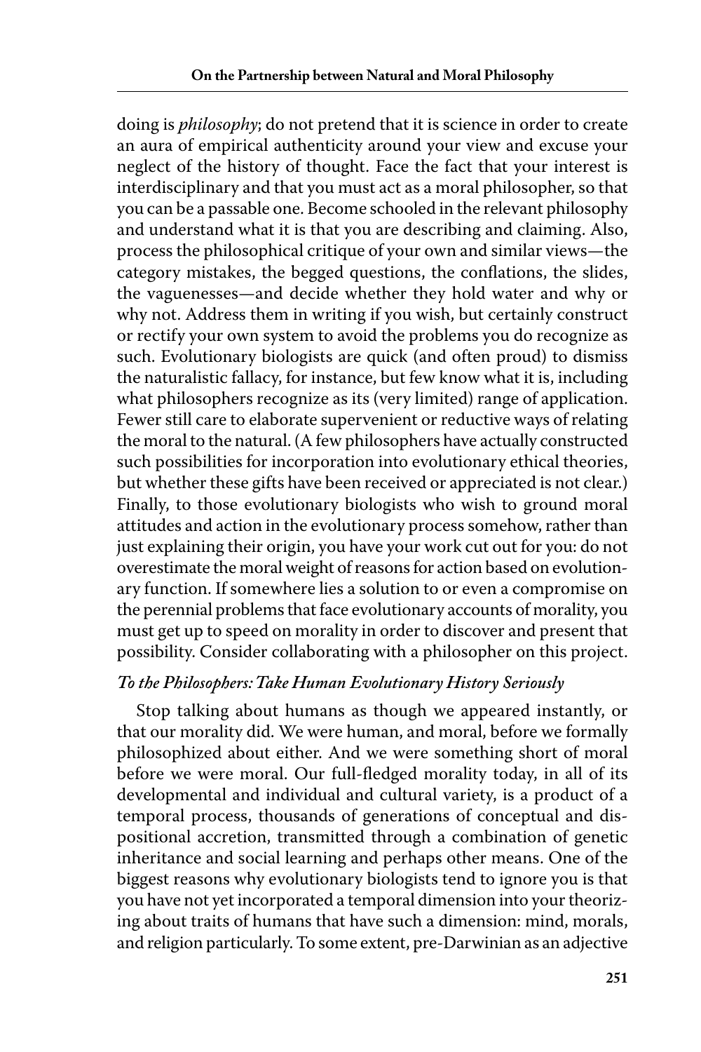doing is *philosophy*; do not pretend that it is science in order to create an aura of empirical authenticity around your view and excuse your neglect of the history of thought. Face the fact that your interest is interdisciplinary and that you must act as a moral philosopher, so that you can be a passable one. Become schooled in the relevant philosophy and understand what it is that you are describing and claiming. Also, process the philosophical critique of your own and similar views—the category mistakes, the begged questions, the conflations, the slides, the vaguenesses—and decide whether they hold water and why or why not. Address them in writing if you wish, but certainly construct or rectify your own system to avoid the problems you do recognize as such. Evolutionary biologists are quick (and often proud) to dismiss the naturalistic fallacy, for instance, but few know what it is, including what philosophers recognize as its (very limited) range of application. Fewer still care to elaborate supervenient or reductive ways of relating the moral to the natural. (A few philosophers have actually constructed such possibilities for incorporation into evolutionary ethical theories, but whether these gifts have been received or appreciated is not clear.) Finally, to those evolutionary biologists who wish to ground moral attitudes and action in the evolutionary process somehow, rather than just explaining their origin, you have your work cut out for you: do not overestimate the moral weight of reasons for action based on evolutionary function. If somewhere lies a solution to or even a compromise on the perennial problems that face evolutionary accounts of morality, you must get up to speed on morality in order to discover and present that possibility. Consider collaborating with a philosopher on this project.

### *To the Philosophers: Take Human Evolutionary History Seriously*

Stop talking about humans as though we appeared instantly, or that our morality did. We were human, and moral, before we formally philosophized about either. And we were something short of moral before we were moral. Our full-fledged morality today, in all of its developmental and individual and cultural variety, is a product of a temporal process, thousands of generations of conceptual and dispositional accretion, transmitted through a combination of genetic inheritance and social learning and perhaps other means. One of the biggest reasons why evolutionary biologists tend to ignore you is that you have not yet incorporated a temporal dimension into your theorizing about traits of humans that have such a dimension: mind, morals, and religion particularly. To some extent, pre-Darwinian as an adjective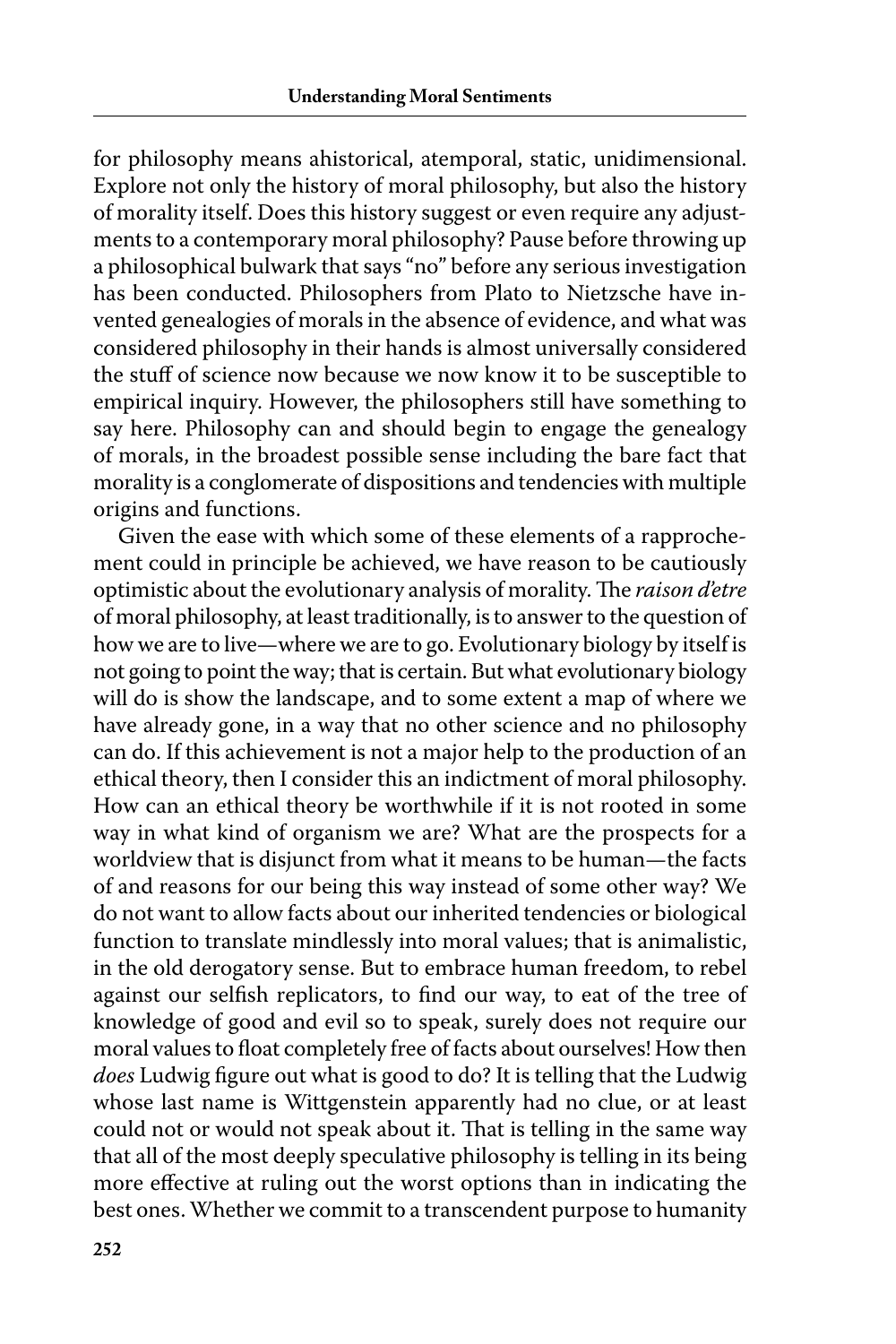for philosophy means ahistorical, atemporal, static, unidimensional. Explore not only the history of moral philosophy, but also the history of morality itself. Does this history suggest or even require any adjustments to a contemporary moral philosophy? Pause before throwing up a philosophical bulwark that says "no" before any serious investigation has been conducted. Philosophers from Plato to Nietzsche have invented genealogies of morals in the absence of evidence, and what was considered philosophy in their hands is almost universally considered the stuff of science now because we now know it to be susceptible to empirical inquiry. However, the philosophers still have something to say here. Philosophy can and should begin to engage the genealogy of morals, in the broadest possible sense including the bare fact that morality is a conglomerate of dispositions and tendencies with multiple origins and functions.

Given the ease with which some of these elements of a rapprochement could in principle be achieved, we have reason to be cautiously optimistic about the evolutionary analysis of morality. The *raison d'etre* of moral philosophy, at least traditionally, is to answer to the question of how we are to live—where we are to go. Evolutionary biology by itself is not going to point the way; that is certain. But what evolutionary biology will do is show the landscape, and to some extent a map of where we have already gone, in a way that no other science and no philosophy can do. If this achievement is not a major help to the production of an ethical theory, then I consider this an indictment of moral philosophy. How can an ethical theory be worthwhile if it is not rooted in some way in what kind of organism we are? What are the prospects for a worldview that is disjunct from what it means to be human—the facts of and reasons for our being this way instead of some other way? We do not want to allow facts about our inherited tendencies or biological function to translate mindlessly into moral values; that is animalistic, in the old derogatory sense. But to embrace human freedom, to rebel against our selfish replicators, to find our way, to eat of the tree of knowledge of good and evil so to speak, surely does not require our moral values to float completely free of facts about ourselves! How then *does* Ludwig figure out what is good to do? It is telling that the Ludwig whose last name is Wittgenstein apparently had no clue, or at least could not or would not speak about it. That is telling in the same way that all of the most deeply speculative philosophy is telling in its being more effective at ruling out the worst options than in indicating the best ones. Whether we commit to a transcendent purpose to humanity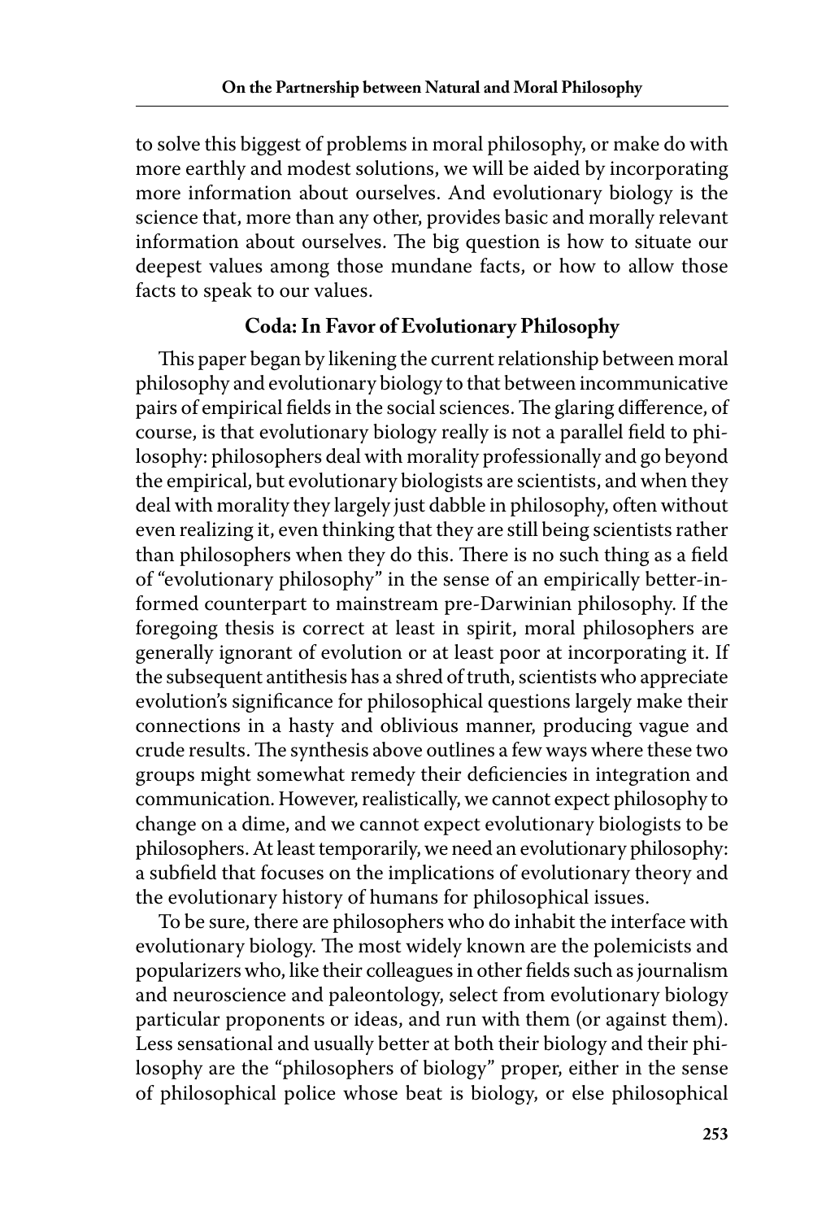to solve this biggest of problems in moral philosophy, or make do with more earthly and modest solutions, we will be aided by incorporating more information about ourselves. And evolutionary biology is the science that, more than any other, provides basic and morally relevant information about ourselves. The big question is how to situate our deepest values among those mundane facts, or how to allow those facts to speak to our values.

### Coda: In Favor of Evolutionary Philosophy

This paper began by likening the current relationship between moral philosophy and evolutionary biology to that between incommunicative pairs of empirical fields in the social sciences. The glaring difference, of course, is that evolutionary biology really is not a parallel field to philosophy: philosophers deal with morality professionally and go beyond the empirical, but evolutionary biologists are scientists, and when they deal with morality they largely just dabble in philosophy, often without even realizing it, even thinking that they are still being scientists rather than philosophers when they do this. There is no such thing as a field of "evolutionary philosophy" in the sense of an empirically better-informed counterpart to mainstream pre-Darwinian philosophy. If the foregoing thesis is correct at least in spirit, moral philosophers are generally ignorant of evolution or at least poor at incorporating it. If the subsequent antithesis has a shred of truth, scientists who appreciate evolution's significance for philosophical questions largely make their connections in a hasty and oblivious manner, producing vague and crude results. The synthesis above outlines a few ways where these two groups might somewhat remedy their deficiencies in integration and communication. However, realistically, we cannot expect philosophy to change on a dime, and we cannot expect evolutionary biologists to be philosophers. At least temporarily, we need an evolutionary philosophy: a subfield that focuses on the implications of evolutionary theory and the evolutionary history of humans for philosophical issues.

To be sure, there are philosophers who do inhabit the interface with evolutionary biology. The most widely known are the polemicists and popularizers who, like their colleagues in other fields such as journalism and neuroscience and paleontology, select from evolutionary biology particular proponents or ideas, and run with them (or against them). Less sensational and usually better at both their biology and their philosophy are the "philosophers of biology" proper, either in the sense of philosophical police whose beat is biology, or else philosophical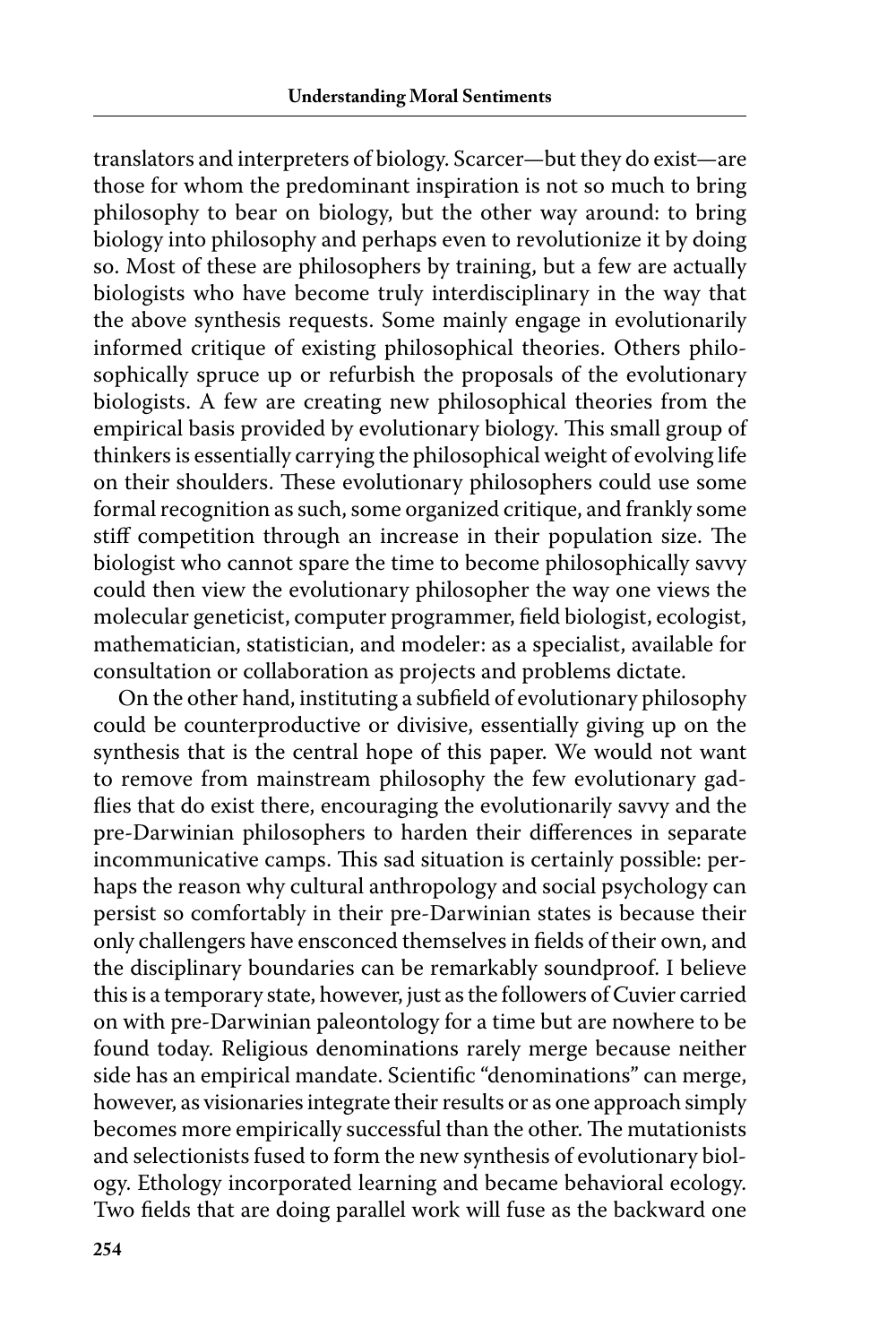translators and interpreters of biology. Scarcer—but they do exist—are those for whom the predominant inspiration is not so much to bring philosophy to bear on biology, but the other way around: to bring biology into philosophy and perhaps even to revolutionize it by doing so. Most of these are philosophers by training, but a few are actually biologists who have become truly interdisciplinary in the way that the above synthesis requests. Some mainly engage in evolutionarily informed critique of existing philosophical theories. Others philosophically spruce up or refurbish the proposals of the evolutionary biologists. A few are creating new philosophical theories from the empirical basis provided by evolutionary biology. This small group of thinkers is essentially carrying the philosophical weight of evolving life on their shoulders. These evolutionary philosophers could use some formal recognition as such, some organized critique, and frankly some stiff competition through an increase in their population size. The biologist who cannot spare the time to become philosophically savvy could then view the evolutionary philosopher the way one views the molecular geneticist, computer programmer, field biologist, ecologist, mathematician, statistician, and modeler: as a specialist, available for consultation or collaboration as projects and problems dictate.

On the other hand, instituting a subfield of evolutionary philosophy could be counterproductive or divisive, essentially giving up on the synthesis that is the central hope of this paper. We would not want to remove from mainstream philosophy the few evolutionary gadflies that do exist there, encouraging the evolutionarily savvy and the pre-Darwinian philosophers to harden their differences in separate incommunicative camps. This sad situation is certainly possible: perhaps the reason why cultural anthropology and social psychology can persist so comfortably in their pre-Darwinian states is because their only challengers have ensconced themselves in fields of their own, and the disciplinary boundaries can be remarkably soundproof. I believe this is a temporary state, however, just as the followers of Cuvier carried on with pre-Darwinian paleontology for a time but are nowhere to be found today. Religious denominations rarely merge because neither side has an empirical mandate. Scientific "denominations" can merge, however, as visionaries integrate their results or as one approach simply becomes more empirically successful than the other. The mutationists and selectionists fused to form the new synthesis of evolutionary biology. Ethology incorporated learning and became behavioral ecology. Two fields that are doing parallel work will fuse as the backward one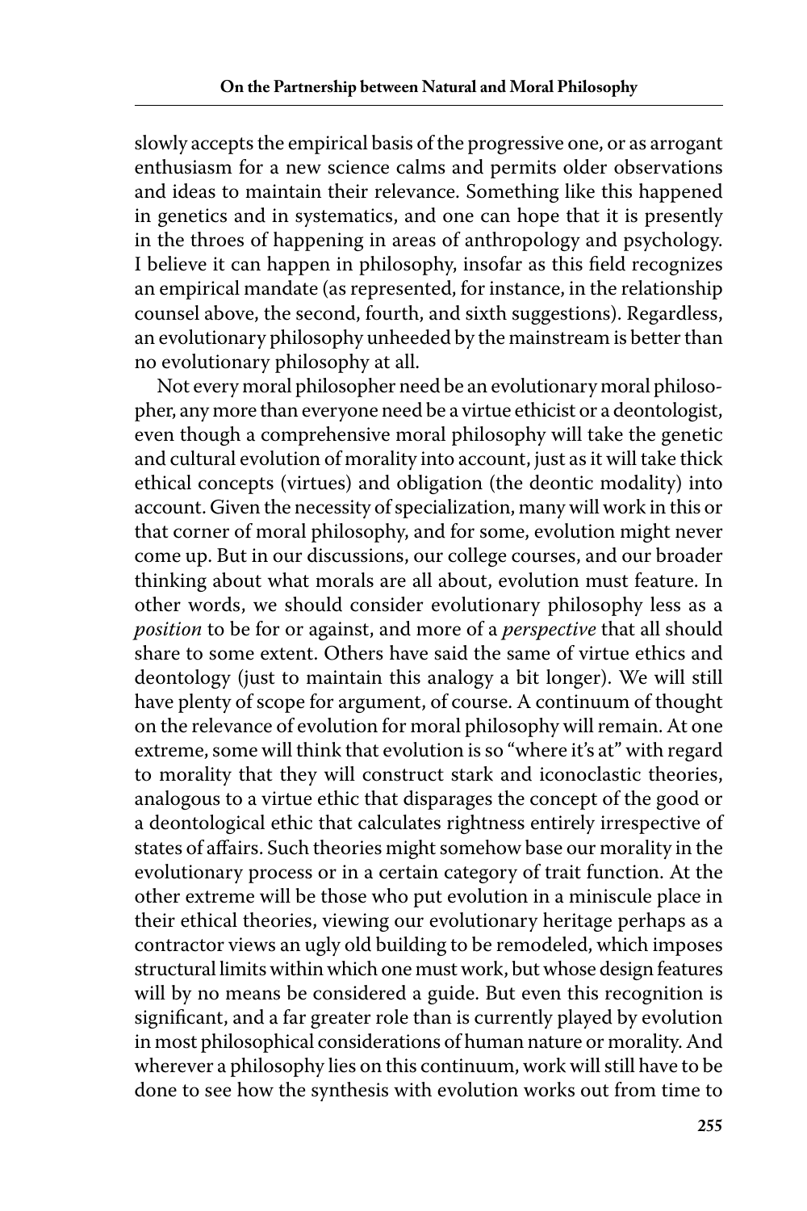slowly accepts the empirical basis of the progressive one, or as arrogant enthusiasm for a new science calms and permits older observations and ideas to maintain their relevance. Something like this happened in genetics and in systematics, and one can hope that it is presently in the throes of happening in areas of anthropology and psychology. I believe it can happen in philosophy, insofar as this field recognizes an empirical mandate (as represented, for instance, in the relationship counsel above, the second, fourth, and sixth suggestions). Regardless, an evolutionary philosophy unheeded by the mainstream is better than no evolutionary philosophy at all.

Not every moral philosopher need be an evolutionary moral philosopher, any more than everyone need be a virtue ethicist or a deontologist, even though a comprehensive moral philosophy will take the genetic and cultural evolution of morality into account, just as it will take thick ethical concepts (virtues) and obligation (the deontic modality) into account. Given the necessity of specialization, many will work in this or that corner of moral philosophy, and for some, evolution might never come up. But in our discussions, our college courses, and our broader thinking about what morals are all about, evolution must feature. In other words, we should consider evolutionary philosophy less as a *position* to be for or against, and more of a *perspective* that all should share to some extent. Others have said the same of virtue ethics and deontology (just to maintain this analogy a bit longer). We will still have plenty of scope for argument, of course. A continuum of thought on the relevance of evolution for moral philosophy will remain. At one extreme, some will think that evolution is so "where it's at" with regard to morality that they will construct stark and iconoclastic theories, analogous to a virtue ethic that disparages the concept of the good or a deontological ethic that calculates rightness entirely irrespective of states of affairs. Such theories might somehow base our morality in the evolutionary process or in a certain category of trait function. At the other extreme will be those who put evolution in a miniscule place in their ethical theories, viewing our evolutionary heritage perhaps as a contractor views an ugly old building to be remodeled, which imposes structural limits within which one must work, but whose design features will by no means be considered a guide. But even this recognition is significant, and a far greater role than is currently played by evolution in most philosophical considerations of human nature or morality. And wherever a philosophy lies on this continuum, work will still have to be done to see how the synthesis with evolution works out from time to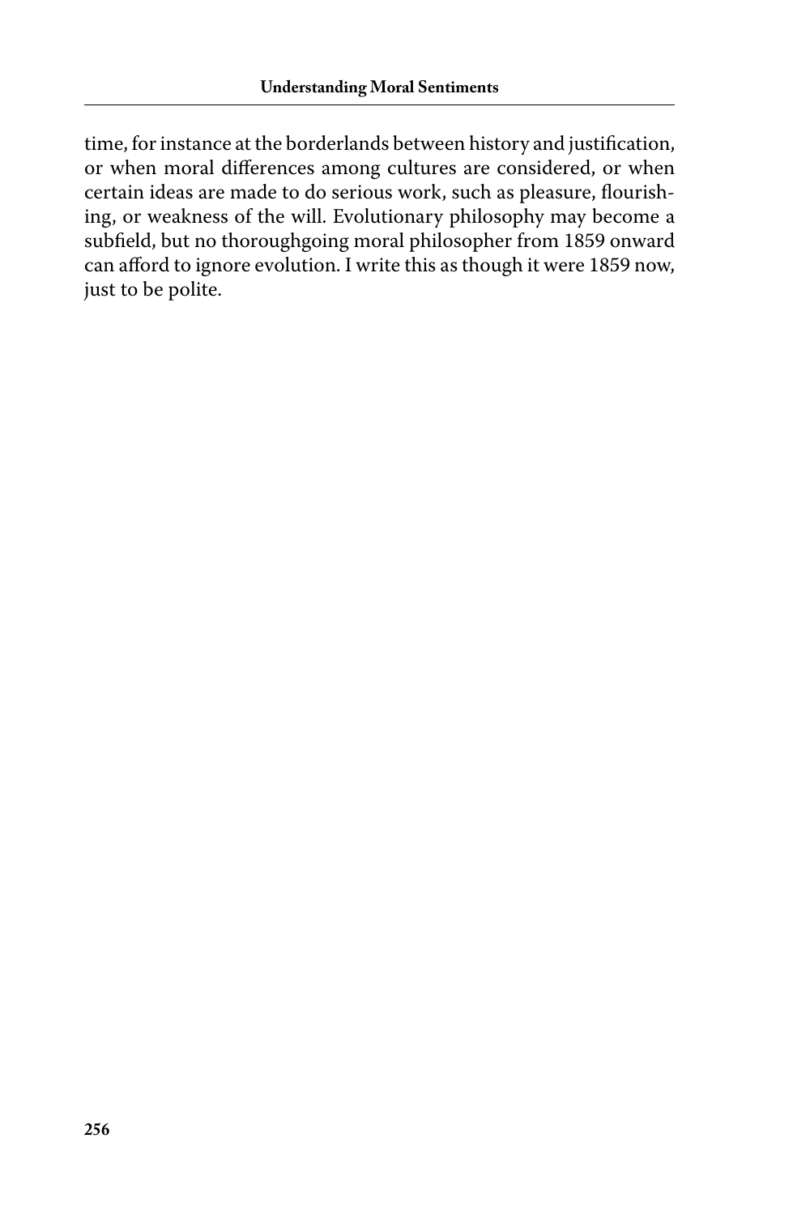time, for instance at the borderlands between history and justification, or when moral differences among cultures are considered, or when certain ideas are made to do serious work, such as pleasure, flourishing, or weakness of the will. Evolutionary philosophy may become a subfield, but no thoroughgoing moral philosopher from 1859 onward can afford to ignore evolution. I write this as though it were 1859 now, just to be polite.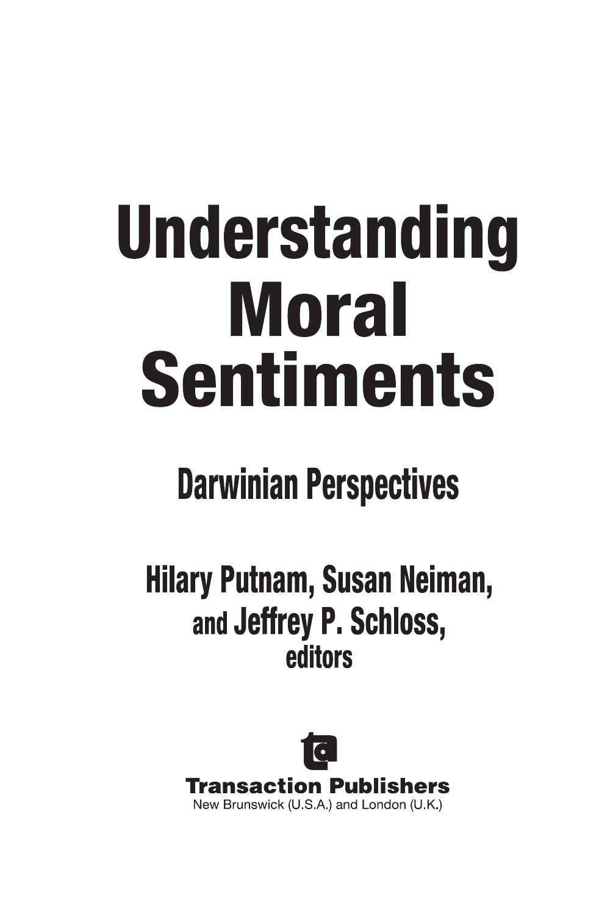# Understanding Moral Sentiments

## Darwinian Perspectives

**Hilary Putnam, Susan Neiman, and Jeffrey P. Schloss, editors**

**Transaction Publishers**
New Brunswick (U.S.A.) and London (U.K.)